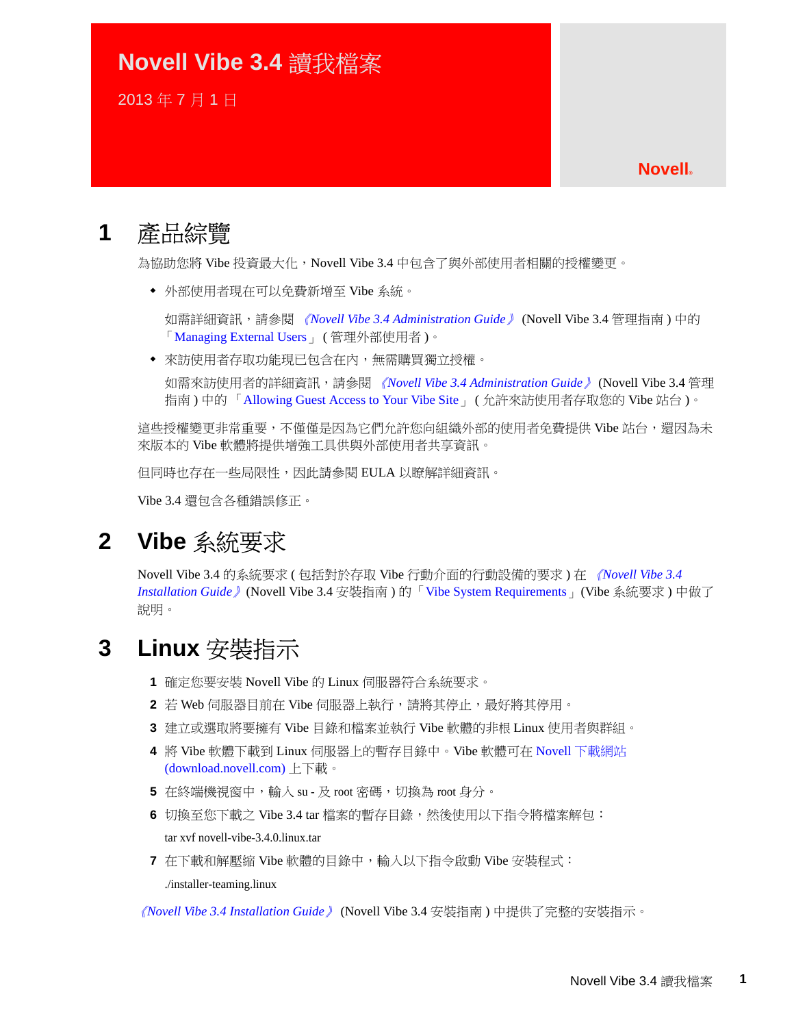# Novell Vibe 3.4 讀我檔案

2013 年 7 月 1 日

Novell.

## 1 產品綜覽

為協助您將 Vibe 投資最大化，Novell Vibe 3.4 中包含了與外部使用者相關的授權變更。

- 外部使用者現在可以免費新增至 Vibe 系統。

  如需詳細資訊，請參閱 *《Novell Vibe 3.4 Administration Guide》* (Novell Vibe 3.4 管理指南 ) 中的「Managing External Users」( 管理外部使用者 )。

- 來訪使用者存取功能現已包含在內，無需購買獨立授權。

  如需來訪使用者的詳細資訊，請參閱 *《Novell Vibe 3.4 Administration Guide》* (Novell Vibe 3.4 管理指南 ) 中的 「Allowing Guest Access to Your Vibe Site」( 允許來訪使用者存取您的 Vibe 站台 )。

這些授權變更非常重要，不僅僅是因為它們允許您向組織外部的使用者免費提供 Vibe 站台，還因為未來版本的 Vibe 軟體將提供增強工具供與外部使用者共享資訊。

但同時也存在一些局限性，因此請參閱 EULA 以瞭解詳細資訊。

Vibe 3.4 還包含各種錯誤修正。

## 2 Vibe 系統要求

Novell Vibe 3.4 的系統要求 ( 包括對於存取 Vibe 行動介面的行動設備的要求 ) 在 *《Novell Vibe 3.4 Installation Guide》* (Novell Vibe 3.4 安裝指南 ) 的「Vibe System Requirements」(Vibe 系統要求 ) 中做了說明。

## 3 Linux 安裝指示

1. 確定您要安裝 Novell Vibe 的 Linux 伺服器符合系統要求。
2. 若 Web 伺服器目前在 Vibe 伺服器上執行，請將其停止，最好將其停用。
3. 建立或選取將要擁有 Vibe 目錄和檔案並執行 Vibe 軟體的非根 Linux 使用者與群組。
4. 將 Vibe 軟體下載到 Linux 伺服器上的暫存目錄中。Vibe 軟體可在 Novell 下載網站 (download.novell.com) 上下載。
5. 在終端機視窗中，輸入 su - 及 root 密碼，切換為 root 身分。
6. 切換至您下載之 Vibe 3.4 tar 檔案的暫存目錄，然後使用以下指令將檔案解包：

   ```
   tar xvf novell-vibe-3.4.0.linux.tar
   ```

7. 在下載和解壓縮 Vibe 軟體的目錄中，輸入以下指令啟動 Vibe 安裝程式：

   ```
   ./installer-teaming.linux
   ```

*《Novell Vibe 3.4 Installation Guide》* (Novell Vibe 3.4 安裝指南 ) 中提供了完整的安裝指示。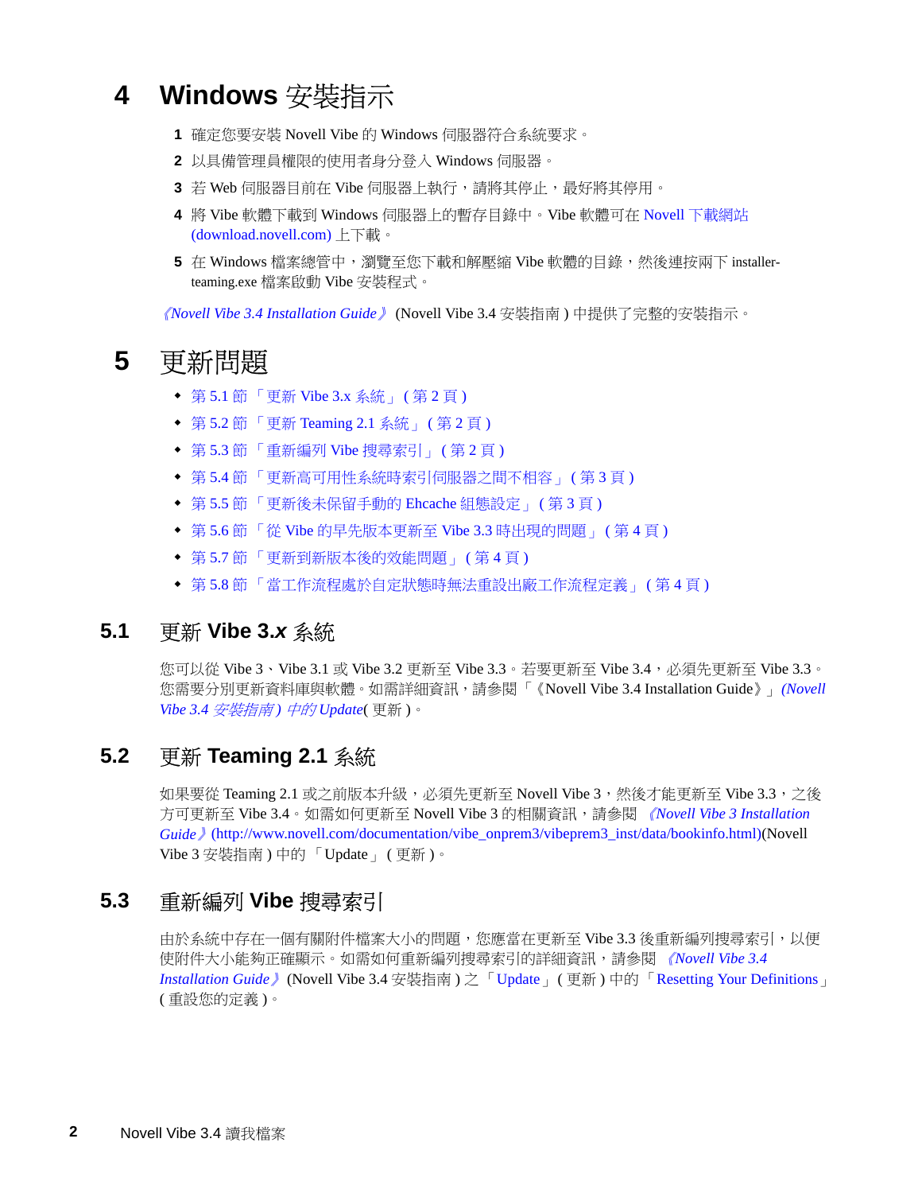# 4 Windows 安裝指示

1. 確定您要安裝 Novell Vibe 的 Windows 伺服器符合系統要求。
2. 以具備管理員權限的使用者身分登入 Windows 伺服器。
3. 若 Web 伺服器目前在 Vibe 伺服器上執行，請將其停止，最好將其停用。
4. 將 Vibe 軟體下載到 Windows 伺服器上的暫存目錄中。Vibe 軟體可在 Novell 下載網站 (download.novell.com) 上下載。
5. 在 Windows 檔案總管中，瀏覽至您下載和解壓縮 Vibe 軟體的目錄，然後連按兩下 installer-teaming.exe 檔案啟動 Vibe 安裝程式。

*《Novell Vibe 3.4 Installation Guide》* (Novell Vibe 3.4 安裝指南 ) 中提供了完整的安裝指示。

# 5 更新問題

- 第 5.1 節「更新 Vibe 3.x 系統」( 第 2 頁 )
- 第 5.2 節「更新 Teaming 2.1 系統」( 第 2 頁 )
- 第 5.3 節「重新編列 Vibe 搜尋索引」( 第 2 頁 )
- 第 5.4 節「更新高可用性系統時索引伺服器之間不相容」( 第 3 頁 )
- 第 5.5 節「更新後未保留手動的 Ehcache 組態設定」( 第 3 頁 )
- 第 5.6 節「從 Vibe 的早先版本更新至 Vibe 3.3 時出現的問題」( 第 4 頁 )
- 第 5.7 節「更新到新版本後的效能問題」( 第 4 頁 )
- 第 5.8 節「當工作流程處於自定狀態時無法重設出廠工作流程定義」( 第 4 頁 )

## 5.1 更新 Vibe 3.*x* 系統

您可以從 Vibe 3、Vibe 3.1 或 Vibe 3.2 更新至 Vibe 3.3。若要更新至 Vibe 3.4，必須先更新至 Vibe 3.3。您需要分別更新資料庫與軟體。如需詳細資訊，請參閱「《Novell Vibe 3.4 Installation Guide》」*(Novell Vibe 3.4 安裝指南 ) 中的 Update*( 更新 )。

## 5.2 更新 Teaming 2.1 系統

如果要從 Teaming 2.1 或之前版本升級，必須先更新至 Novell Vibe 3，然後才能更新至 Vibe 3.3，之後方可更新至 Vibe 3.4。如需如何更新至 Novell Vibe 3 的相關資訊，請參閱 *《Novell Vibe 3 Installation Guide》*(http://www.novell.com/documentation/vibe_onprem3/vibeprem3_inst/data/bookinfo.html)(Novell Vibe 3 安裝指南 ) 中的「Update」( 更新 )。

## 5.3 重新編列 Vibe 搜尋索引

由於系統中存在一個有關附件檔案大小的問題，您應當在更新至 Vibe 3.3 後重新編列搜尋索引，以便使附件大小能夠正確顯示。如需如何重新編列搜尋索引的詳細資訊，請參閱 *《Novell Vibe 3.4 Installation Guide》* (Novell Vibe 3.4 安裝指南 ) 之「Update」( 更新 ) 中的「Resetting Your Definitions」( 重設您的定義 )。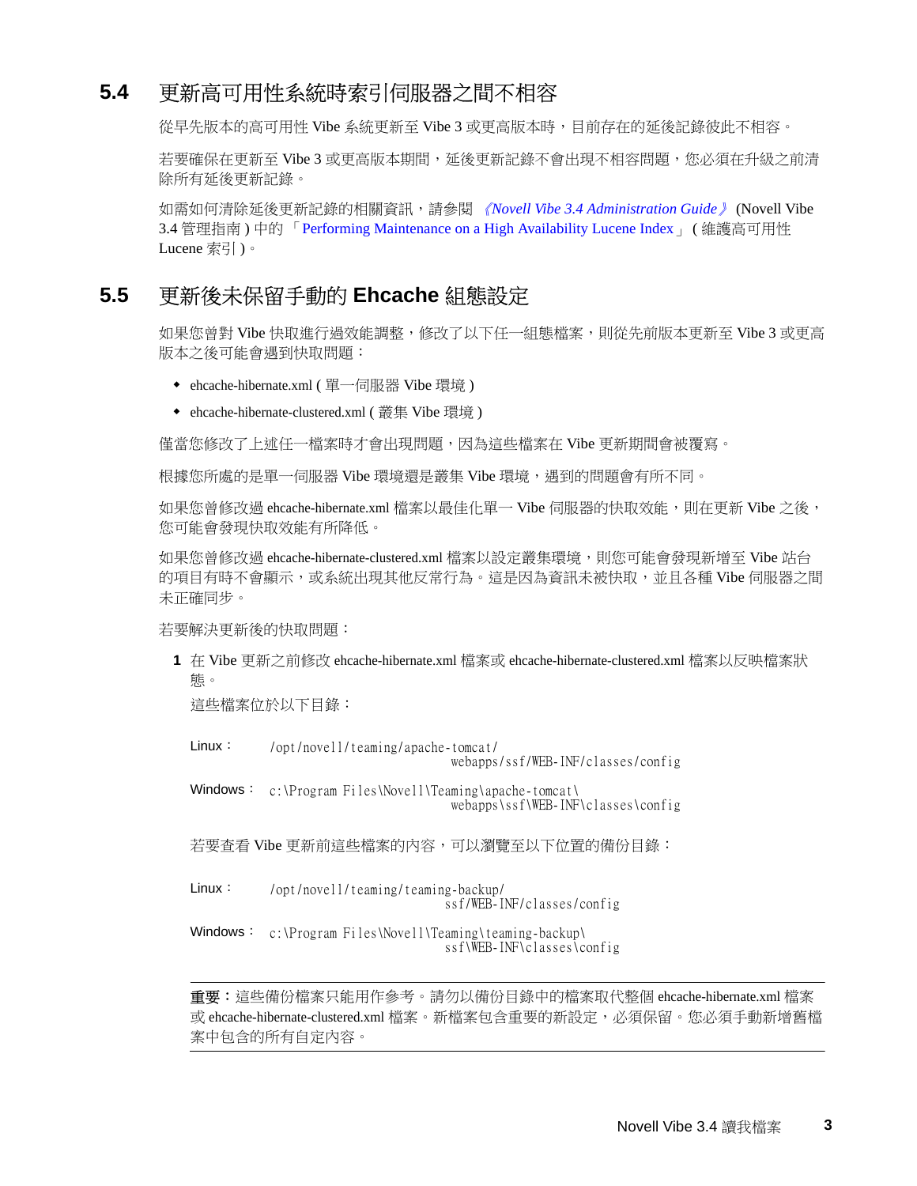## 5.4 更新高可用性系統時索引伺服器之間不相容

從早先版本的高可用性 Vibe 系統更新至 Vibe 3 或更高版本時，目前存在的延後記錄彼此不相容。

若要確保在更新至 Vibe 3 或更高版本期間，延後更新記錄不會出現不相容問題，您必須在升級之前清除所有延後更新記錄。

如需如何清除延後更新記錄的相關資訊，請參閱 *《Novell Vibe 3.4 Administration Guide》* (Novell Vibe 3.4 管理指南 ) 中的 「Performing Maintenance on a High Availability Lucene Index」 ( 維護高可用性 Lucene 索引 )。

## 5.5 更新後未保留手動的 Ehcache 組態設定

如果您曾對 Vibe 快取進行過效能調整，修改了以下任一組態檔案，則從先前版本更新至 Vibe 3 或更高版本之後可能會遇到快取問題：

- ehcache-hibernate.xml ( 單一伺服器 Vibe 環境 )
- ehcache-hibernate-clustered.xml ( 叢集 Vibe 環境 )

僅當您修改了上述任一檔案時才會出現問題，因為這些檔案在 Vibe 更新期間會被覆寫。

根據您所處的是單一伺服器 Vibe 環境還是叢集 Vibe 環境，遇到的問題會有所不同。

如果您曾修改過 ehcache-hibernate.xml 檔案以最佳化單一 Vibe 伺服器的快取效能，則在更新 Vibe 之後，您可能會發現快取效能有所降低。

如果您曾修改過 ehcache-hibernate-clustered.xml 檔案以設定叢集環境，則您可能會發現新增至 Vibe 站台的項目有時不會顯示，或系統出現其他反常行為。這是因為資訊未被快取，並且各種 Vibe 伺服器之間未正確同步。

若要解決更新後的快取問題：

**1** 在 Vibe 更新之前修改 ehcache-hibernate.xml 檔案或 ehcache-hibernate-clustered.xml 檔案以反映檔案狀態。

這些檔案位於以下目錄：

Linux：
```
/opt/novell/teaming/apache-tomcat/
                        webapps/ssf/WEB-INF/classes/config
```

Windows：
```
c:\Program Files\Novell\Teaming\apache-tomcat\
                        webapps\ssf\WEB-INF\classes\config
```

若要查看 Vibe 更新前這些檔案的內容，可以瀏覽至以下位置的備份目錄：

Linux：
```
/opt/novell/teaming/teaming-backup/
                        ssf/WEB-INF/classes/config
```

Windows：
```
c:\Program Files\Novell\Teaming\teaming-backup\
                        ssf\WEB-INF\classes\config
```

**重要：**這些備份檔案只能用作參考。請勿以備份目錄中的檔案取代整個 ehcache-hibernate.xml 檔案或 ehcache-hibernate-clustered.xml 檔案。新檔案包含重要的新設定，必須保留。您必須手動新增舊檔案中包含的所有自定內容。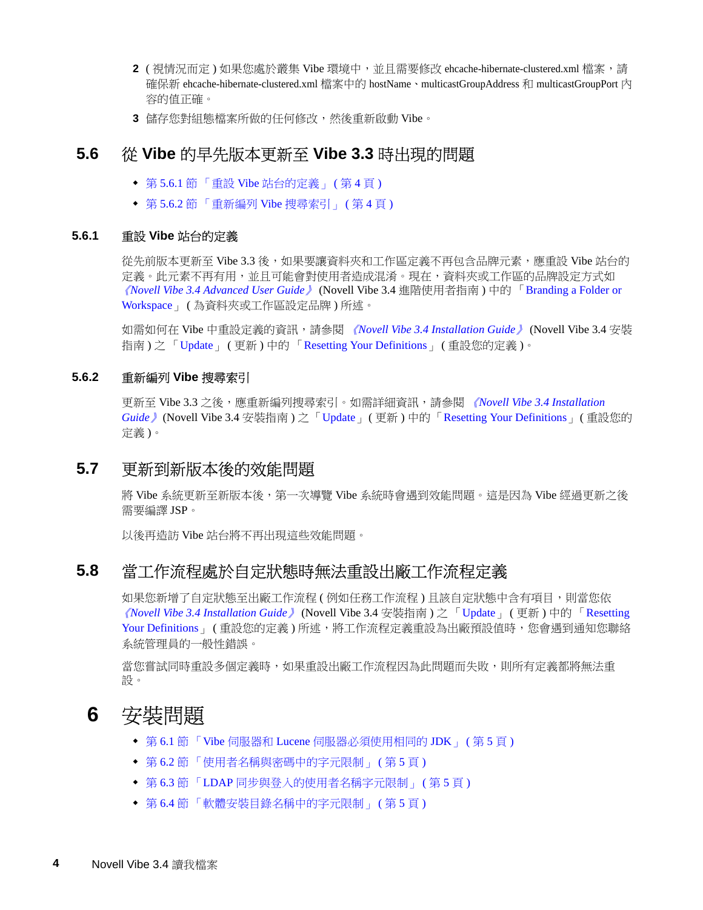2 ( 視情況而定 ) 如果您處於叢集 Vibe 環境中，並且需要修改 ehcache-hibernate-clustered.xml 檔案，請確保新 ehcache-hibernate-clustered.xml 檔案中的 hostName、multicastGroupAddress 和 multicastGroupPort 內容的值正確。

3 儲存您對組態檔案所做的任何修改，然後重新啟動 Vibe。

## 5.6 從 Vibe 的早先版本更新至 Vibe 3.3 時出現的問題

- 第 5.6.1 節 「重設 Vibe 站台的定義」( 第 4 頁 )
- 第 5.6.2 節 「重新編列 Vibe 搜尋索引」( 第 4 頁 )

### 5.6.1 重設 Vibe 站台的定義

從先前版本更新至 Vibe 3.3 後，如果要讓資料夾和工作區定義不再包含品牌元素，應重設 Vibe 站台的定義。此元素不再有用，並且可能會對使用者造成混淆。現在，資料夾或工作區的品牌設定方式如 *《Novell Vibe 3.4 Advanced User Guide》* (Novell Vibe 3.4 進階使用者指南 ) 中的 「Branding a Folder or Workspace」( 為資料夾或工作區設定品牌 ) 所述。

如需如何在 Vibe 中重設定義的資訊，請參閱 *《Novell Vibe 3.4 Installation Guide》* (Novell Vibe 3.4 安裝指南 ) 之 「Update」( 更新 ) 中的 「Resetting Your Definitions」( 重設您的定義 )。

### 5.6.2 重新編列 Vibe 搜尋索引

更新至 Vibe 3.3 之後，應重新編列搜尋索引。如需詳細資訊，請參閱 *《Novell Vibe 3.4 Installation Guide》* (Novell Vibe 3.4 安裝指南 ) 之 「Update」( 更新 ) 中的 「Resetting Your Definitions」( 重設您的定義 )。

## 5.7 更新到新版本後的效能問題

將 Vibe 系統更新至新版本後，第一次導覽 Vibe 系統時會遇到效能問題。這是因為 Vibe 經過更新之後需要編譯 JSP。

以後再造訪 Vibe 站台將不再出現這些效能問題。

## 5.8 當工作流程處於自定狀態時無法重設出廠工作流程定義

如果您新增了自定狀態至出廠工作流程 ( 例如任務工作流程 ) 且該自定狀態中含有項目，則當您依 *《Novell Vibe 3.4 Installation Guide》* (Novell Vibe 3.4 安裝指南 ) 之 「Update」( 更新 ) 中的 「Resetting Your Definitions」( 重設您的定義 ) 所述，將工作流程定義重設為出廠預設值時，您會遇到通知您聯絡系統管理員的一般性錯誤。

當您嘗試同時重設多個定義時，如果重設出廠工作流程因為此問題而失敗，則所有定義都將無法重設。

# 6 安裝問題

- 第 6.1 節 「Vibe 伺服器和 Lucene 伺服器必須使用相同的 JDK」( 第 5 頁 )
- 第 6.2 節 「使用者名稱與密碼中的字元限制」( 第 5 頁 )
- 第 6.3 節 「LDAP 同步與登入的使用者名稱字元限制」( 第 5 頁 )
- 第 6.4 節 「軟體安裝目錄名稱中的字元限制」( 第 5 頁 )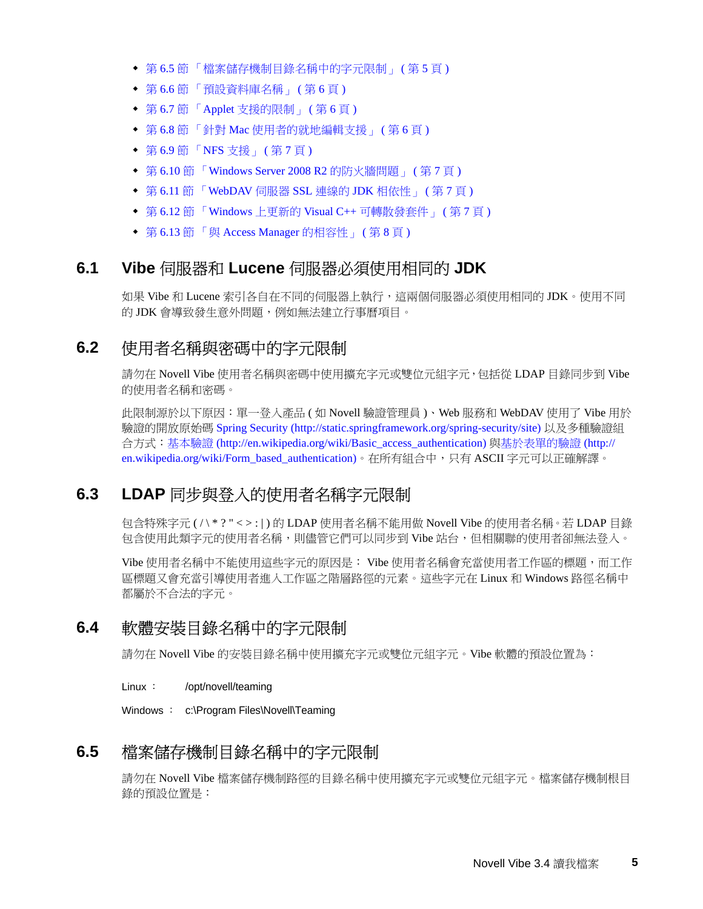- 第 6.5 節 「檔案儲存機制目錄名稱中的字元限制」 ( 第 5 頁 )
- 第 6.6 節 「預設資料庫名稱」 ( 第 6 頁 )
- 第 6.7 節 「Applet 支援的限制」 ( 第 6 頁 )
- 第 6.8 節 「針對 Mac 使用者的就地編輯支援」 ( 第 6 頁 )
- 第 6.9 節 「NFS 支援」 ( 第 7 頁 )
- 第 6.10 節 「Windows Server 2008 R2 的防火牆問題」 ( 第 7 頁 )
- 第 6.11 節 「WebDAV 伺服器 SSL 連線的 JDK 相依性」 ( 第 7 頁 )
- 第 6.12 節 「Windows 上更新的 Visual C++ 可轉散發套件」 ( 第 7 頁 )
- 第 6.13 節 「與 Access Manager 的相容性」 ( 第 8 頁 )

## 6.1 Vibe 伺服器和 Lucene 伺服器必須使用相同的 JDK

如果 Vibe 和 Lucene 索引各自在不同的伺服器上執行，這兩個伺服器必須使用相同的 JDK。使用不同的 JDK 會導致發生意外問題，例如無法建立行事曆項目。

## 6.2 使用者名稱與密碼中的字元限制

請勿在 Novell Vibe 使用者名稱與密碼中使用擴充字元或雙位元組字元，包括從 LDAP 目錄同步到 Vibe 的使用者名稱和密碼。

此限制源於以下原因：單一登入產品 ( 如 Novell 驗證管理員 )、Web 服務和 WebDAV 使用了 Vibe 用於驗證的開放原始碼 Spring Security (http://static.springframework.org/spring-security/site) 以及多種驗證組合方式：基本驗證 (http://en.wikipedia.org/wiki/Basic_access_authentication) 與基於表單的驗證 (http://en.wikipedia.org/wiki/Form_based_authentication)。在所有組合中，只有 ASCII 字元可以正確解譯。

## 6.3 LDAP 同步與登入的使用者名稱字元限制

包含特殊字元 ( / \ * ? " < > : | ) 的 LDAP 使用者名稱不能用做 Novell Vibe 的使用者名稱。若 LDAP 目錄包含使用此類字元的使用者名稱，則儘管它們可以同步到 Vibe 站台，但相關聯的使用者卻無法登入。

Vibe 使用者名稱中不能使用這些字元的原因是： Vibe 使用者名稱會充當使用者工作區的標題，而工作區標題又會充當引導使用者進入工作區之階層路徑的元素。這些字元在 Linux 和 Windows 路徑名稱中都屬於不合法的字元。

## 6.4 軟體安裝目錄名稱中的字元限制

請勿在 Novell Vibe 的安裝目錄名稱中使用擴充字元或雙位元組字元。Vibe 軟體的預設位置為：

Linux： /opt/novell/teaming

Windows： c:\Program Files\Novell\Teaming

## 6.5 檔案儲存機制目錄名稱中的字元限制

請勿在 Novell Vibe 檔案儲存機制路徑的目錄名稱中使用擴充字元或雙位元組字元。檔案儲存機制根目錄的預設位置是：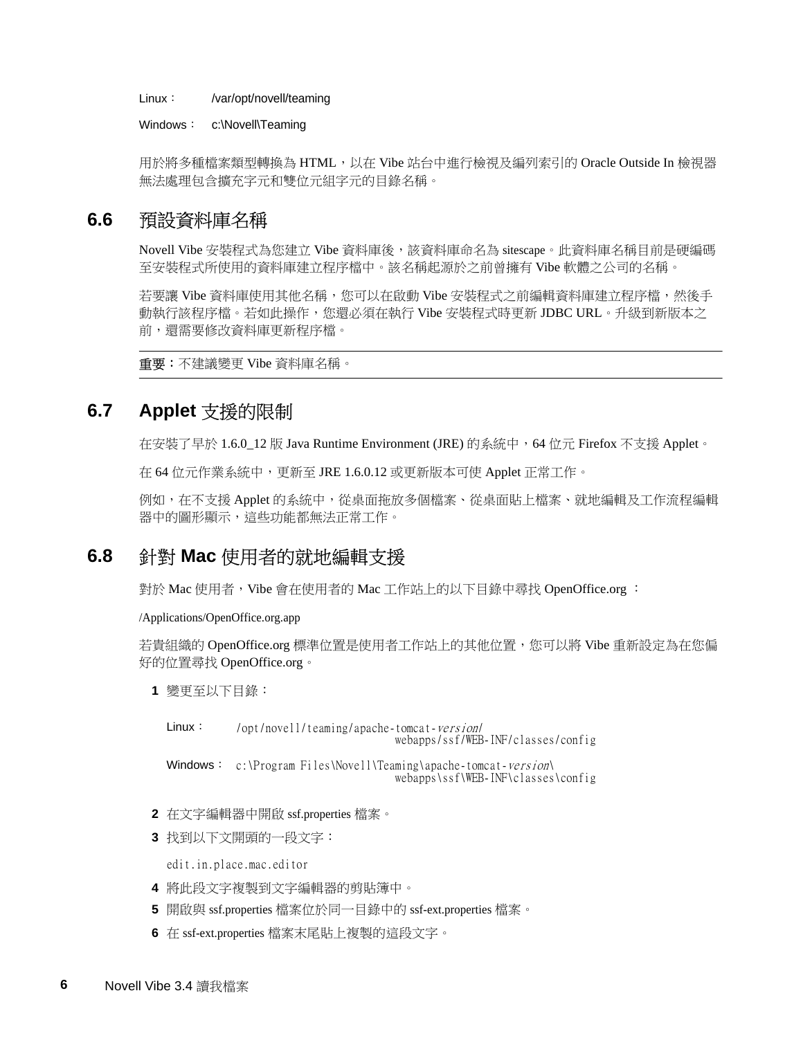Linux： /var/opt/novell/teaming

Windows： c:\Novell\Teaming

用於將多種檔案類型轉換為 HTML，以在 Vibe 站台中進行檢視及編列索引的 Oracle Outside In 檢視器無法處理包含擴充字元和雙位元組字元的目錄名稱。

## 6.6 預設資料庫名稱

Novell Vibe 安裝程式為您建立 Vibe 資料庫後，該資料庫命名為 sitescape。此資料庫名稱目前是硬編碼至安裝程式所使用的資料庫建立程序檔中。該名稱起源於之前曾擁有 Vibe 軟體之公司的名稱。

若要讓 Vibe 資料庫使用其他名稱，您可以在啟動 Vibe 安裝程式之前編輯資料庫建立程序檔，然後手動執行該程序檔。若如此操作，您還必須在執行 Vibe 安裝程式時更新 JDBC URL。升級到新版本之前，還需要修改資料庫更新程序檔。

**重要：**不建議變更 Vibe 資料庫名稱。

## 6.7 Applet 支援的限制

在安裝了早於 1.6.0_12 版 Java Runtime Environment (JRE) 的系統中，64 位元 Firefox 不支援 Applet。

在 64 位元作業系統中，更新至 JRE 1.6.0.12 或更新版本可使 Applet 正常工作。

例如，在不支援 Applet 的系統中，從桌面拖放多個檔案、從桌面貼上檔案、就地編輯及工作流程編輯器中的圖形顯示，這些功能都無法正常工作。

## 6.8 針對 Mac 使用者的就地編輯支援

對於 Mac 使用者，Vibe 會在使用者的 Mac 工作站上的以下目錄中尋找 OpenOffice.org ：

/Applications/OpenOffice.org.app

若貴組織的 OpenOffice.org 標準位置是使用者工作站上的其他位置，您可以將 Vibe 重新設定為在您偏好的位置尋找 OpenOffice.org。

1. 變更至以下目錄：

   Linux： `/opt/novell/teaming/apache-tomcat-`*`version`*`/webapps/ssf/WEB-INF/classes/config`

   Windows： `c:\Program Files\Novell\Teaming\apache-tomcat-`*`version`*`\webapps\ssf\WEB-INF\classes\config`

2. 在文字編輯器中開啟 ssf.properties 檔案。
3. 找到以下文開頭的一段文字：

   ```
   edit.in.place.mac.editor
   ```

4. 將此段文字複製到文字編輯器的剪貼簿中。
5. 開啟與 ssf.properties 檔案位於同一目錄中的 ssf-ext.properties 檔案。
6. 在 ssf-ext.properties 檔案末尾貼上複製的這段文字。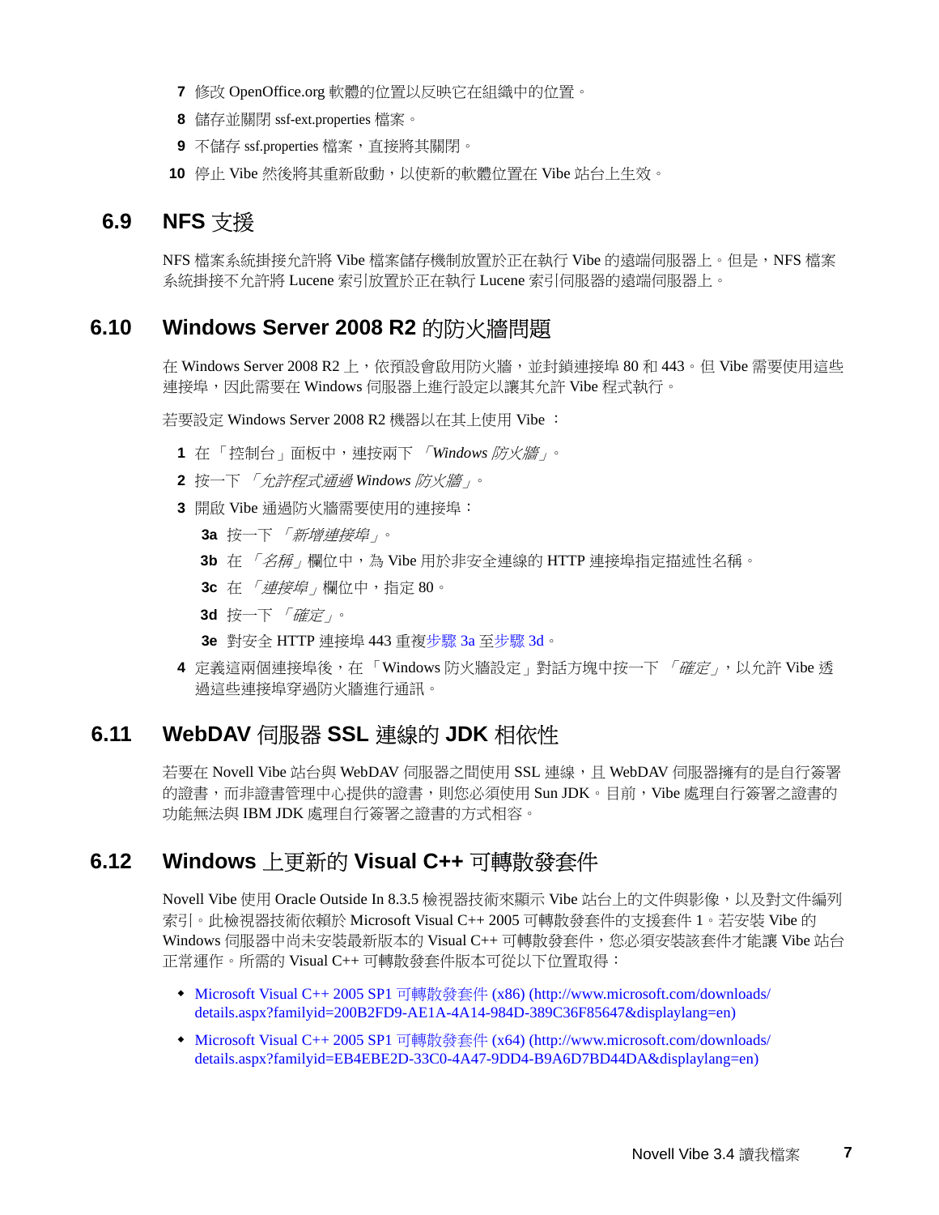7 修改 OpenOffice.org 軟體的位置以反映它在組織中的位置。

8 儲存並關閉 ssf-ext.properties 檔案。

9 不儲存 ssf.properties 檔案，直接將其關閉。

10 停止 Vibe 然後將其重新啟動，以使新的軟體位置在 Vibe 站台上生效。

## 6.9 NFS 支援

NFS 檔案系統掛接允許將 Vibe 檔案儲存機制放置於正在執行 Vibe 的遠端伺服器上。但是，NFS 檔案系統掛接不允許將 Lucene 索引放置於正在執行 Lucene 索引伺服器的遠端伺服器上。

## 6.10 Windows Server 2008 R2 的防火牆問題

在 Windows Server 2008 R2 上，依預設會啟用防火牆，並封鎖連接埠 80 和 443。但 Vibe 需要使用這些連接埠，因此需要在 Windows 伺服器上進行設定以讓其允許 Vibe 程式執行。

若要設定 Windows Server 2008 R2 機器以在其上使用 Vibe ：

1 在 「控制台」面板中，連按兩下 *「Windows 防火牆」*。

2 按一下 *「允許程式通過 Windows 防火牆」*。

3 開啟 Vibe 通過防火牆需要使用的連接埠：

   3a 按一下 *「新增連接埠」*。

   3b 在 *「名稱」*欄位中，為 Vibe 用於非安全連線的 HTTP 連接埠指定描述性名稱。

   3c 在 *「連接埠」*欄位中，指定 80。

   3d 按一下 *「確定」*。

   3e 對安全 HTTP 連接埠 443 重複步驟 3a 至步驟 3d。

4 定義這兩個連接埠後，在 「Windows 防火牆設定」對話方塊中按一下 *「確定」*，以允許 Vibe 透過這些連接埠穿過防火牆進行通訊。

## 6.11 WebDAV 伺服器 SSL 連線的 JDK 相依性

若要在 Novell Vibe 站台與 WebDAV 伺服器之間使用 SSL 連線，且 WebDAV 伺服器擁有的是自行簽署的證書，而非證書管理中心提供的證書，則您必須使用 Sun JDK。目前，Vibe 處理自行簽署之證書的功能無法與 IBM JDK 處理自行簽署之證書的方式相容。

## 6.12 Windows 上更新的 Visual C++ 可轉散發套件

Novell Vibe 使用 Oracle Outside In 8.3.5 檢視器技術來顯示 Vibe 站台上的文件與影像，以及對文件編列索引。此檢視器技術依賴於 Microsoft Visual C++ 2005 可轉散發套件的支援套件 1。若安裝 Vibe 的 Windows 伺服器中尚未安裝最新版本的 Visual C++ 可轉散發套件，您必須安裝該套件才能讓 Vibe 站台正常運作。所需的 Visual C++ 可轉散發套件版本可從以下位置取得：

- Microsoft Visual C++ 2005 SP1 可轉散發套件 (x86) (http://www.microsoft.com/downloads/details.aspx?familyid=200B2FD9-AE1A-4A14-984D-389C36F85647&displaylang=en)
- Microsoft Visual C++ 2005 SP1 可轉散發套件 (x64) (http://www.microsoft.com/downloads/details.aspx?familyid=EB4EBE2D-33C0-4A47-9DD4-B9A6D7BD44DA&displaylang=en)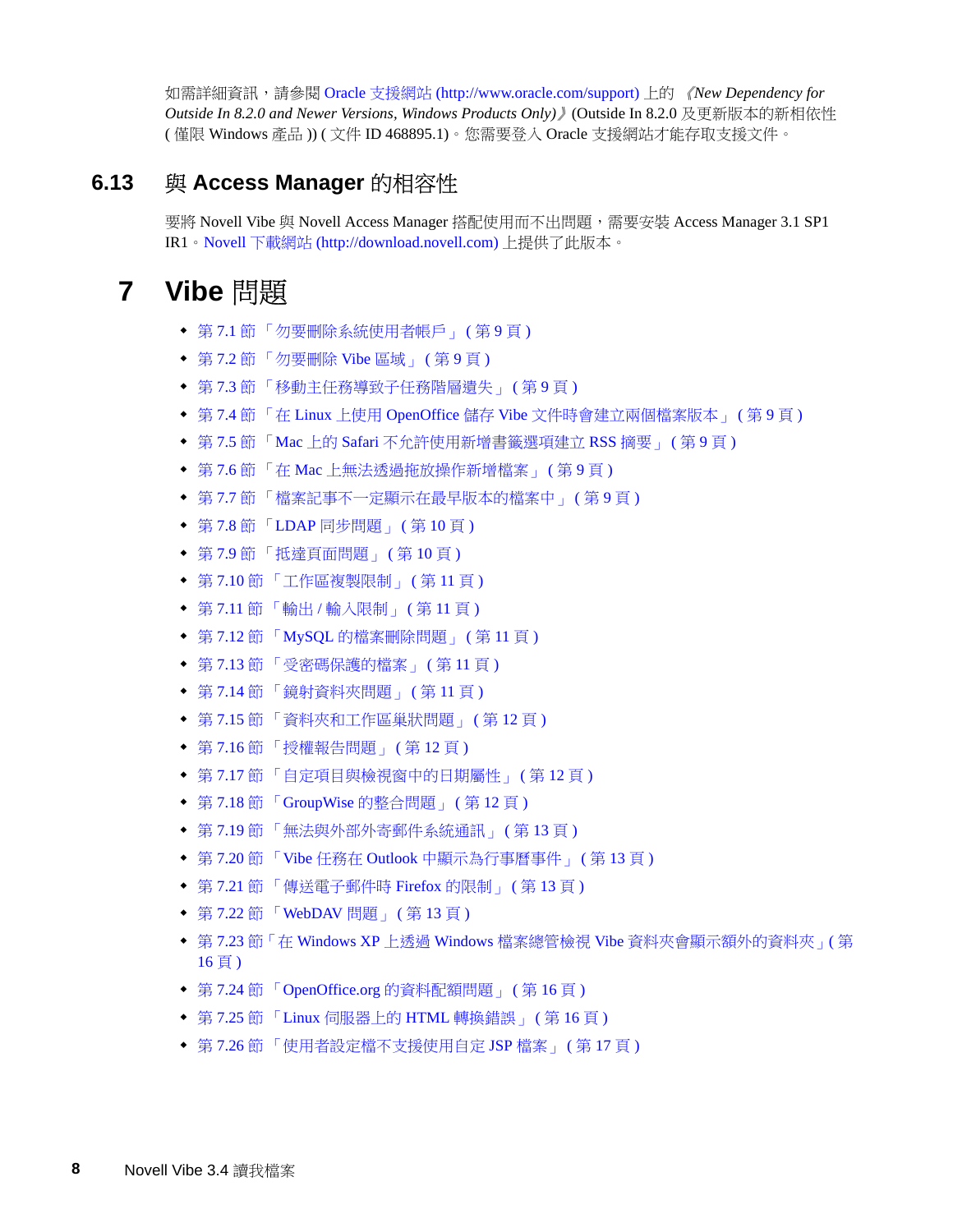如需詳細資訊，請參閱 Oracle 支援網站 (http://www.oracle.com/support) 上的 《*New Dependency for Outside In 8.2.0 and Newer Versions, Windows Products Only)*》(Outside In 8.2.0 及更新版本的新相依性 ( 僅限 Windows 產品 )) ( 文件 ID 468895.1)。您需要登入 Oracle 支援網站才能存取支援文件。

### 6.13 與 Access Manager 的相容性

要將 Novell Vibe 與 Novell Access Manager 搭配使用而不出問題，需要安裝 Access Manager 3.1 SP1 IR1。Novell 下載網站 (http://download.novell.com) 上提供了此版本。

# 7 Vibe 問題

- 第 7.1 節 「勿要刪除系統使用者帳戶」 ( 第 9 頁 )
- 第 7.2 節 「勿要刪除 Vibe 區域」 ( 第 9 頁 )
- 第 7.3 節 「移動主任務導致子任務階層遺失」 ( 第 9 頁 )
- 第 7.4 節 「在 Linux 上使用 OpenOffice 儲存 Vibe 文件時會建立兩個檔案版本」 ( 第 9 頁 )
- 第 7.5 節 「Mac 上的 Safari 不允許使用新增書籤選項建立 RSS 摘要」 ( 第 9 頁 )
- 第 7.6 節 「在 Mac 上無法透過拖放操作新增檔案」 ( 第 9 頁 )
- 第 7.7 節 「檔案記事不一定顯示在最早版本的檔案中」 ( 第 9 頁 )
- 第 7.8 節 「LDAP 同步問題」 ( 第 10 頁 )
- 第 7.9 節 「抵達頁面問題」 ( 第 10 頁 )
- 第 7.10 節 「工作區複製限制」 ( 第 11 頁 )
- 第 7.11 節 「輸出 / 輸入限制」 ( 第 11 頁 )
- 第 7.12 節 「MySQL 的檔案刪除問題」 ( 第 11 頁 )
- 第 7.13 節 「受密碼保護的檔案」 ( 第 11 頁 )
- 第 7.14 節 「鏡射資料夾問題」 ( 第 11 頁 )
- 第 7.15 節 「資料夾和工作區巢狀問題」 ( 第 12 頁 )
- 第 7.16 節 「授權報告問題」 ( 第 12 頁 )
- 第 7.17 節 「自定項目與檢視窗中的日期屬性」 ( 第 12 頁 )
- 第 7.18 節 「GroupWise 的整合問題」 ( 第 12 頁 )
- 第 7.19 節 「無法與外部外寄郵件系統通訊」 ( 第 13 頁 )
- 第 7.20 節 「Vibe 任務在 Outlook 中顯示為行事曆事件」 ( 第 13 頁 )
- 第 7.21 節 「傳送電子郵件時 Firefox 的限制」 ( 第 13 頁 )
- 第 7.22 節 「WebDAV 問題」 ( 第 13 頁 )
- 第 7.23 節 「在 Windows XP 上透過 Windows 檔案總管檢視 Vibe 資料夾會顯示額外的資料夾」 ( 第 16 頁 )
- 第 7.24 節 「OpenOffice.org 的資料配額問題」 ( 第 16 頁 )
- 第 7.25 節 「Linux 伺服器上的 HTML 轉換錯誤」 ( 第 16 頁 )
- 第 7.26 節 「使用者設定檔不支援使用自定 JSP 檔案」 ( 第 17 頁 )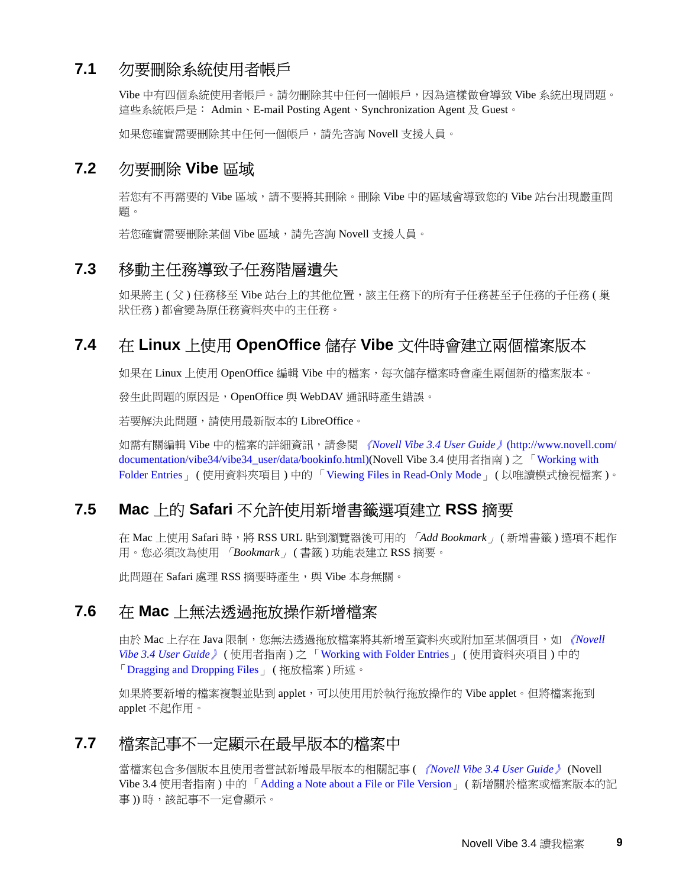## 7.1 勿要刪除系統使用者帳戶

Vibe 中有四個系統使用者帳戶。請勿刪除其中任何一個帳戶，因為這樣做會導致 Vibe 系統出現問題。這些系統帳戶是： Admin、E-mail Posting Agent、Synchronization Agent 及 Guest。

如果您確實需要刪除其中任何一個帳戶，請先咨詢 Novell 支援人員。

## 7.2 勿要刪除 Vibe 區域

若您有不再需要的 Vibe 區域，請不要將其刪除。刪除 Vibe 中的區域會導致您的 Vibe 站台出現嚴重問題。

若您確實需要刪除某個 Vibe 區域，請先咨詢 Novell 支援人員。

## 7.3 移動主任務導致子任務階層遺失

如果將主 ( 父 ) 任務移至 Vibe 站台上的其他位置，該主任務下的所有子任務甚至子任務的子任務 ( 巢狀任務 ) 都會變為原任務資料夾中的主任務。

## 7.4 在 Linux 上使用 OpenOffice 儲存 Vibe 文件時會建立兩個檔案版本

如果在 Linux 上使用 OpenOffice 編輯 Vibe 中的檔案，每次儲存檔案時會產生兩個新的檔案版本。

發生此問題的原因是，OpenOffice 與 WebDAV 通訊時產生錯誤。

若要解決此問題，請使用最新版本的 LibreOffice。

如需有關編輯 Vibe 中的檔案的詳細資訊，請參閱 《*Novell Vibe 3.4 User Guide*》(http://www.novell.com/documentation/vibe34/vibe34_user/data/bookinfo.html)(Novell Vibe 3.4 使用者指南 ) 之 「Working with Folder Entries」 ( 使用資料夾項目 ) 中的 「Viewing Files in Read-Only Mode」 ( 以唯讀模式檢視檔案 )。

## 7.5 Mac 上的 Safari 不允許使用新增書籤選項建立 RSS 摘要

在 Mac 上使用 Safari 時，將 RSS URL 貼到瀏覽器後可用的 「*Add Bookmark*」 ( 新增書籤 ) 選項不起作用。您必須改為使用 「*Bookmark*」 ( 書籤 ) 功能表來建立 RSS 摘要。

此問題在 Safari 處理 RSS 摘要時產生，與 Vibe 本身無關。

## 7.6 在 Mac 上無法透過拖放操作新增檔案

由於 Mac 上存在 Java 限制，您無法透過拖放檔案將其新增至資料夾或附加至某個項目，如 《*Novell Vibe 3.4 User Guide*》 ( 使用者指南 ) 之 「Working with Folder Entries」 ( 使用資料夾項目 ) 中的 「Dragging and Dropping Files」 ( 拖放檔案 ) 所述。

如果將要新增的檔案複製並貼到 applet，可以使用用於執行拖放操作的 Vibe applet。但將檔案拖到 applet 不起作用。

## 7.7 檔案記事不一定顯示在最早版本的檔案中

當檔案包含多個版本且使用者嘗試新增最早版本的相關記事 ( 《*Novell Vibe 3.4 User Guide*》 (Novell Vibe 3.4 使用者指南 ) 中的 「Adding a Note about a File or File Version」 ( 新增關於檔案或檔案版本的記事 )) 時，該記事不一定會顯示。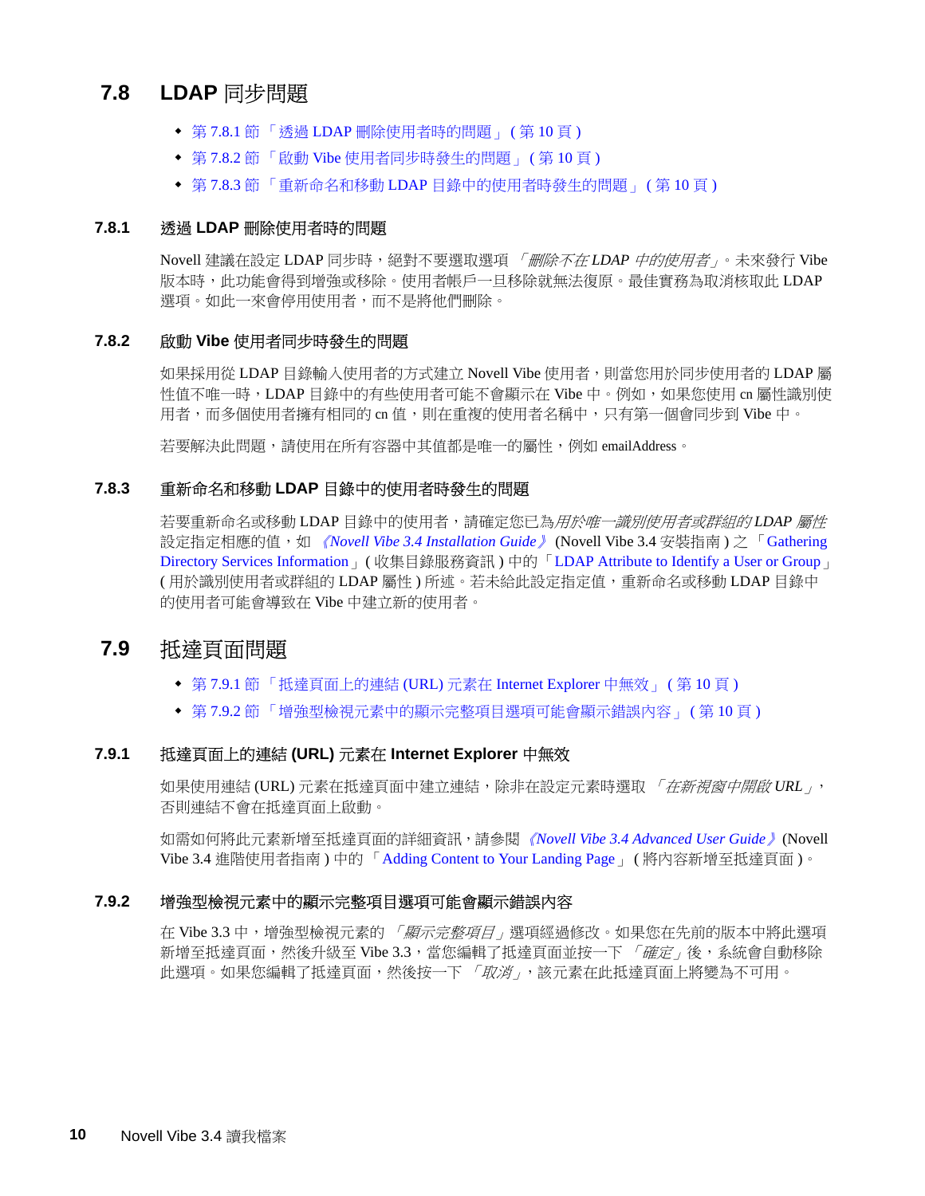## 7.8 LDAP 同步問題

- 第 7.8.1 節「透過 LDAP 刪除使用者時的問題」( 第 10 頁 )
- 第 7.8.2 節「啟動 Vibe 使用者同步時發生的問題」( 第 10 頁 )
- 第 7.8.3 節「重新命名和移動 LDAP 目錄中的使用者時發生的問題」( 第 10 頁 )

### 7.8.1 透過 LDAP 刪除使用者時的問題

Novell 建議在設定 LDAP 同步時，絕對不要選取選項 *「刪除不在 LDAP 中的使用者」*。未來發行 Vibe 版本時，此功能會得到增強或移除。使用者帳戶一旦移除就無法復原。最佳實務為取消核取此 LDAP 選項。如此一來會停用使用者，而不是將他們刪除。

### 7.8.2 啟動 Vibe 使用者同步時發生的問題

如果採用從 LDAP 目錄輸入使用者的方式建立 Novell Vibe 使用者，則當您用於同步使用者的 LDAP 屬性值不唯一時，LDAP 目錄中的有些使用者可能不會顯示在 Vibe 中。例如，如果您使用 cn 屬性識別使用者，而多個使用者擁有相同的 cn 值，則在重複的使用者名稱中，只有第一個會同步到 Vibe 中。

若要解決此問題，請使用在所有容器中其值都是唯一的屬性，例如 emailAddress。

### 7.8.3 重新命名和移動 LDAP 目錄中的使用者時發生的問題

若要重新命名或移動 LDAP 目錄中的使用者，請確定您已為*用於唯一識別使用者或群組的 LDAP 屬性*設定指定相應的值，如 *《Novell Vibe 3.4 Installation Guide》*(Novell Vibe 3.4 安裝指南 ) 之「Gathering Directory Services Information」( 收集目錄服務資訊 ) 中的「LDAP Attribute to Identify a User or Group」( 用於識別使用者或群組的 LDAP 屬性 ) 所述。若未給此設定指定值，重新命名或移動 LDAP 目錄中的使用者可能會導致在 Vibe 中建立新的使用者。

## 7.9 抵達頁面問題

- 第 7.9.1 節「抵達頁面上的連結 (URL) 元素在 Internet Explorer 中無效」( 第 10 頁 )
- 第 7.9.2 節「增強型檢視元素中的顯示完整項目選項可能會顯示錯誤內容」( 第 10 頁 )

### 7.9.1 抵達頁面上的連結 (URL) 元素在 Internet Explorer 中無效

如果使用連結 (URL) 元素在抵達頁面中建立連結，除非在設定元素時選取 *「在新視窗中開啟 URL」*，否則連結不會在抵達頁面上啟動。

如需如何將此元素新增至抵達頁面的詳細資訊，請參閱 *《Novell Vibe 3.4 Advanced User Guide》*(Novell Vibe 3.4 進階使用者指南 ) 中的「Adding Content to Your Landing Page」( 將內容新增至抵達頁面 )。

### 7.9.2 增強型檢視元素中的顯示完整項目選項可能會顯示錯誤內容

在 Vibe 3.3 中，增強型檢視元素的 *「顯示完整項目」*選項經過修改。如果您在先前的版本中將此選項新增至抵達頁面，然後升級至 Vibe 3.3，當您編輯了抵達頁面並按一下 *「確定」*後，系統會自動移除此選項。如果您編輯了抵達頁面，然後按一下 *「取消」*，該元素在此抵達頁面上將變為不可用。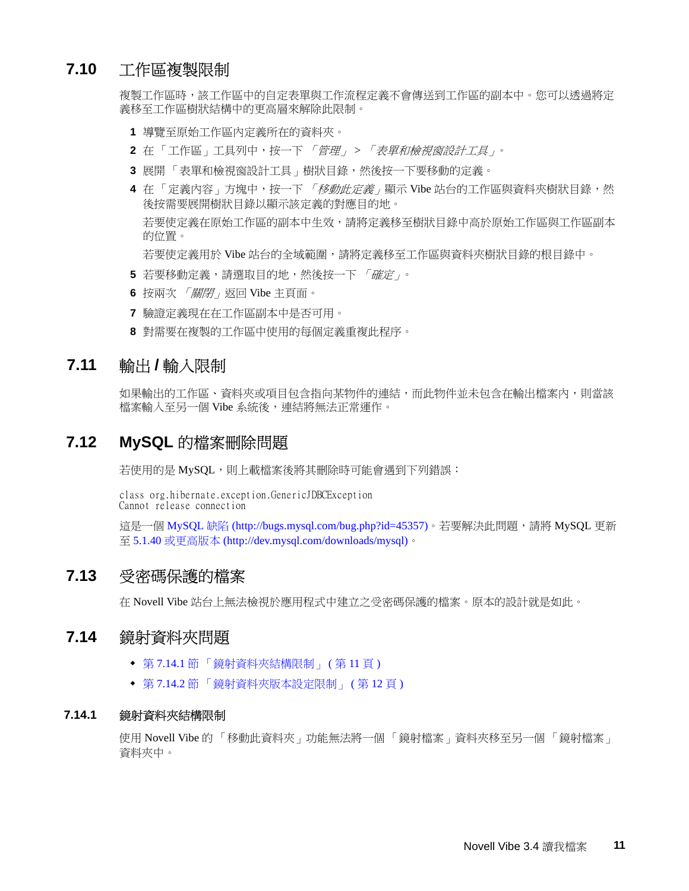## 7.10 工作區複製限制

複製工作區時，該工作區中的自定表單與工作流程定義不會傳送到工作區的副本中。您可以透過將定義移至工作區樹狀結構中的更高層來解除此限制。

1. 導覽至原始工作區內定義所在的資料夾。
2. 在 「工作區」工具列中，按一下 *「管理」* > *「表單和檢視窗設計工具」*。
3. 展開 「表單和檢視窗設計工具」樹狀目錄，然後按一下要移動的定義。
4. 在 「定義內容」方塊中，按一下 *「移動此定義」*顯示 Vibe 站台的工作區與資料夾樹狀目錄，然後按需要展開樹狀目錄以顯示該定義的對應目的地。

   若要使定義在原始工作區的副本中生效，請將定義移至樹狀目錄中高於原始工作區與工作區副本的位置。

   若要使定義用於 Vibe 站台的全域範圍，請將定義移至工作區與資料夾樹狀目錄的根目錄中。
5. 若要移動定義，請選取目的地，然後按一下 *「確定」*。
6. 按兩次 *「關閉」*返回 Vibe 主頁面。
7. 驗證定義現在在工作區副本中是否可用。
8. 對需要在複製的工作區中使用的每個定義重複此程序。

## 7.11 輸出 / 輸入限制

如果輸出的工作區、資料夾或項目包含指向某物件的連結，而此物件並未包含在輸出檔案內，則當該檔案輸入至另一個 Vibe 系統後，連結將無法正常運作。

## 7.12 MySQL 的檔案刪除問題

若使用的是 MySQL，則上載檔案後將其刪除時可能會遇到下列錯誤：

```
class org.hibernate.exception.GenericJDBCException
Cannot release connection
```

這是一個 MySQL 缺陷 (http://bugs.mysql.com/bug.php?id=45357)。若要解決此問題，請將 MySQL 更新至 5.1.40 或更高版本 (http://dev.mysql.com/downloads/mysql)。

## 7.13 受密碼保護的檔案

在 Novell Vibe 站台上無法檢視於應用程式中建立之受密碼保護的檔案。原本的設計就是如此。

## 7.14 鏡射資料夾問題

- 第 7.14.1 節 「鏡射資料夾結構限制」 ( 第 11 頁 )
- 第 7.14.2 節 「鏡射資料夾版本設定限制」 ( 第 12 頁 )

### 7.14.1 鏡射資料夾結構限制

使用 Novell Vibe 的 「移動此資料夾」功能無法將一個 「鏡射檔案」資料夾移至另一個 「鏡射檔案」資料夾中。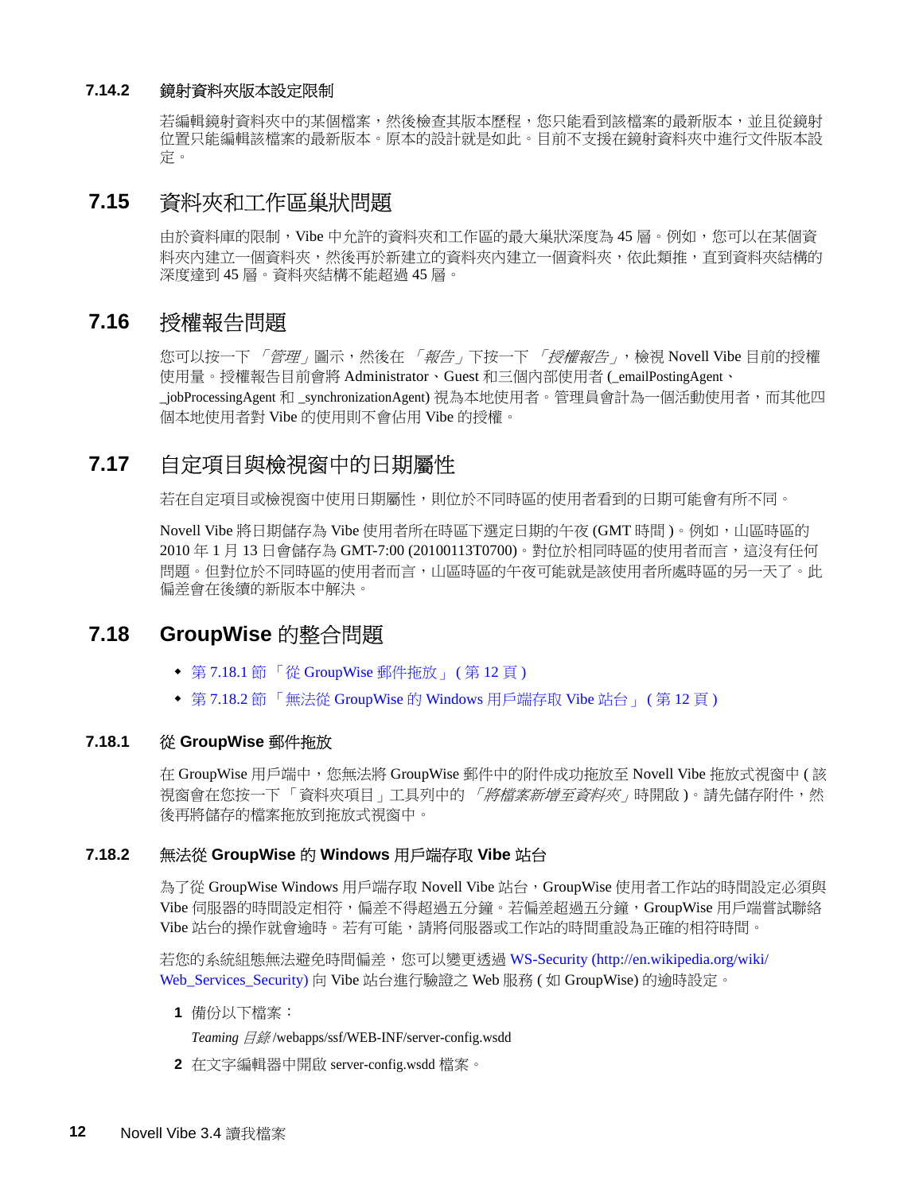### 7.14.2 鏡射資料夾版本設定限制

若編輯鏡射資料夾中的某個檔案，然後檢查其版本歷程，您只能看到該檔案的最新版本，並且從鏡射位置只能編輯該檔案的最新版本。原本的設計就是如此。目前不支援在鏡射資料夾中進行文件版本設定。

## 7.15 資料夾和工作區巢狀問題

由於資料庫的限制，Vibe 中允許的資料夾和工作區的最大巢狀深度為 45 層。例如，您可以在某個資料夾內建立一個資料夾，然後再於新建立的資料夾內建立一個資料夾，依此類推，直到資料夾結構的深度達到 45 層。資料夾結構不能超過 45 層。

## 7.16 授權報告問題

您可以按一下 *「管理」*圖示，然後在 *「報告」*下按一下 *「授權報告」*，檢視 Novell Vibe 目前的授權使用量。授權報告目前會將 Administrator、Guest 和三個內部使用者 (_emailPostingAgent、_jobProcessingAgent 和 _synchronizationAgent) 視為本地使用者。管理員會計為一個活動使用者，而其他四個本地使用者對 Vibe 的使用則不會佔用 Vibe 的授權。

## 7.17 自定項目與檢視窗中的日期屬性

若在自定項目或檢視窗中使用日期屬性，則位於不同時區的使用者看到的日期可能會有所不同。

Novell Vibe 將日期儲存為 Vibe 使用者所在時區下選定日期的午夜 (GMT 時間 )。例如，山區時區的 2010 年 1 月 13 日會儲存為 GMT-7:00 (20100113T0700)。對位於相同時區的使用者而言，這沒有任何問題。但對位於不同時區的使用者而言，山區時區的午夜可能就是該使用者所處時區的另一天了。此偏差會在後續的新版本中解決。

## 7.18 GroupWise 的整合問題

- 第 7.18.1 節 「從 GroupWise 郵件拖放」 ( 第 12 頁 )
- 第 7.18.2 節 「無法從 GroupWise 的 Windows 用戶端存取 Vibe 站台」 ( 第 12 頁 )

### 7.18.1 從 GroupWise 郵件拖放

在 GroupWise 用戶端中，您無法將 GroupWise 郵件中的附件成功拖放至 Novell Vibe 拖放式視窗中 ( 該視窗會在您按一下 「資料夾項目」工具列中的 *「將檔案新增至資料夾」*時開啟 )。請先儲存附件，然後再將儲存的檔案拖放到拖放式視窗中。

### 7.18.2 無法從 GroupWise 的 Windows 用戶端存取 Vibe 站台

為了從 GroupWise Windows 用戶端存取 Novell Vibe 站台，GroupWise 使用者工作站的時間設定必須與 Vibe 伺服器的時間設定相符，偏差不得超過五分鐘。若偏差超過五分鐘，GroupWise 用戶端嘗試聯絡 Vibe 站台的操作就會逾時。若有可能，請將伺服器或工作站的時間重設為正確的相符時間。

若您的系統組態無法避免時間偏差，您可以變更透過 WS-Security (http://en.wikipedia.org/wiki/Web_Services_Security) 向 Vibe 站台進行驗證之 Web 服務 ( 如 GroupWise) 的逾時設定。

1 備份以下檔案：

   *Teaming 目錄* /webapps/ssf/WEB-INF/server-config.wsdd

2 在文字編輯器中開啟 server-config.wsdd 檔案。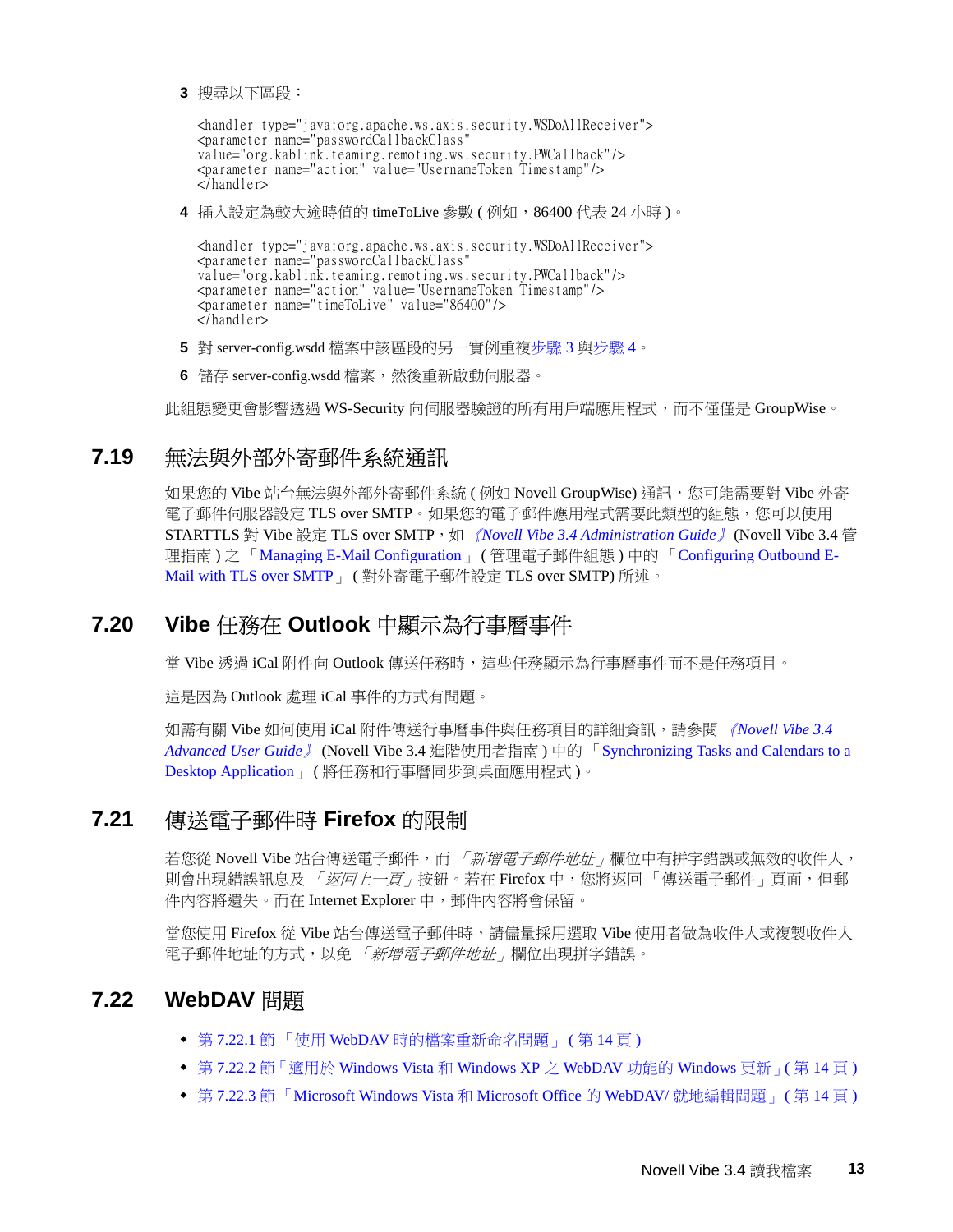**3** 搜尋以下區段：

```
<handler type="java:org.apache.ws.axis.security.WSDoAllReceiver">
<parameter name="passwordCallbackClass"
value="org.kablink.teaming.remoting.ws.security.PWCallback"/>
<parameter name="action" value="UsernameToken Timestamp"/>
</handler>
```

**4** 插入設定為較大逾時值的 timeToLive 參數 ( 例如，86400 代表 24 小時 )。

```
<handler type="java:org.apache.ws.axis.security.WSDoAllReceiver">
<parameter name="passwordCallbackClass"
value="org.kablink.teaming.remoting.ws.security.PWCallback"/>
<parameter name="action" value="UsernameToken Timestamp"/>
<parameter name="timeToLive" value="86400"/>
</handler>
```

**5** 對 server-config.wsdd 檔案中該區段的另一實例重複步驟 3 與步驟 4。

**6** 儲存 server-config.wsdd 檔案，然後重新啟動伺服器。

此組態變更會影響透過 WS-Security 向伺服器驗證的所有用戶端應用程式，而不僅僅是 GroupWise。

## 7.19 無法與外部外寄郵件系統通訊

如果您的 Vibe 站台無法與外部外寄郵件系統 ( 例如 Novell GroupWise) 通訊，您可能需要對 Vibe 外寄電子郵件伺服器設定 TLS over SMTP。如果您的電子郵件應用程式需要此類型的組態，您可以使用 STARTTLS 對 Vibe 設定 TLS over SMTP，如 *《Novell Vibe 3.4 Administration Guide》* (Novell Vibe 3.4 管理指南 ) 之 「Managing E-Mail Configuration」 ( 管理電子郵件組態 ) 中的 「Configuring Outbound E-Mail with TLS over SMTP」 ( 對外寄電子郵件設定 TLS over SMTP) 所述。

## 7.20 Vibe 任務在 Outlook 中顯示為行事曆事件

當 Vibe 透過 iCal 附件向 Outlook 傳送任務時，這些任務顯示為行事曆事件而不是任務項目。

這是因為 Outlook 處理 iCal 事件的方式有問題。

如需有關 Vibe 如何使用 iCal 附件傳送行事曆事件與任務項目的詳細資訊，請參閱 *《Novell Vibe 3.4 Advanced User Guide》* (Novell Vibe 3.4 進階使用者指南 ) 中的 「Synchronizing Tasks and Calendars to a Desktop Application」 ( 將任務和行事曆同步到桌面應用程式 )。

## 7.21 傳送電子郵件時 Firefox 的限制

若您從 Novell Vibe 站台傳送電子郵件，而 *「新增電子郵件地址」*欄位中有拼字錯誤或無效的收件人，則會出現錯誤訊息及 *「返回上一頁」*按鈕。若在 Firefox 中，您將返回 「傳送電子郵件」頁面，但郵件內容將遺失。而在 Internet Explorer 中，郵件內容將會保留。

當您使用 Firefox 從 Vibe 站台傳送電子郵件時，請儘量採用選取 Vibe 使用者做為收件人或複製收件人電子郵件地址的方式，以免 *「新增電子郵件地址」*欄位出現拼字錯誤。

## 7.22 WebDAV 問題

- 第 7.22.1 節 「使用 WebDAV 時的檔案重新命名問題」 ( 第 14 頁 )
- 第 7.22.2 節「適用於 Windows Vista 和 Windows XP 之 WebDAV 功能的 Windows 更新」( 第 14 頁 )
- 第 7.22.3 節 「Microsoft Windows Vista 和 Microsoft Office 的 WebDAV/ 就地編輯問題」 ( 第 14 頁 )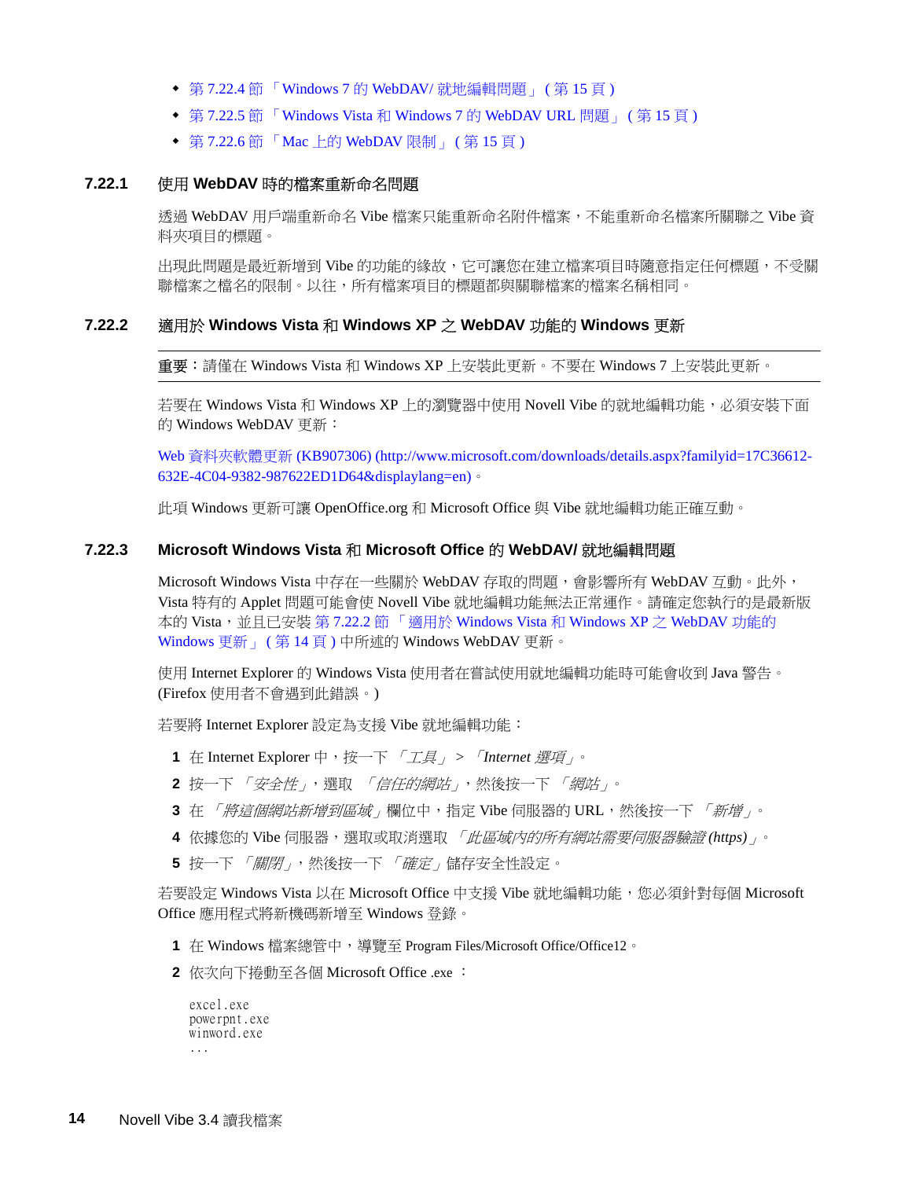- 第 7.22.4 節 「Windows 7 的 WebDAV/ 就地編輯問題」 ( 第 15 頁 )
- 第 7.22.5 節 「Windows Vista 和 Windows 7 的 WebDAV URL 問題」 ( 第 15 頁 )
- 第 7.22.6 節 「Mac 上的 WebDAV 限制」 ( 第 15 頁 )

### 7.22.1 使用 WebDAV 時的檔案重新命名問題

透過 WebDAV 用戶端重新命名 Vibe 檔案只能重新命名附件檔案，不能重新命名檔案所關聯之 Vibe 資料夾項目的標題。

出現此問題是最近新增到 Vibe 的功能的緣故，它可讓您在建立檔案項目時隨意指定任何標題，不受關聯檔案之檔名的限制。以往，所有檔案項目的標題都與關聯檔案的檔案名稱相同。

### 7.22.2 適用於 Windows Vista 和 Windows XP 之 WebDAV 功能的 Windows 更新

**重要：**請僅在 Windows Vista 和 Windows XP 上安裝此更新。不要在 Windows 7 上安裝此更新。

若要在 Windows Vista 和 Windows XP 上的瀏覽器中使用 Novell Vibe 的就地編輯功能，必須安裝下面的 Windows WebDAV 更新：

Web 資料夾軟體更新 (KB907306) (http://www.microsoft.com/downloads/details.aspx?familyid=17C36612-632E-4C04-9382-987622ED1D64&displaylang=en)。

此項 Windows 更新可讓 OpenOffice.org 和 Microsoft Office 與 Vibe 就地編輯功能正確互動。

### 7.22.3 Microsoft Windows Vista 和 Microsoft Office 的 WebDAV/ 就地編輯問題

Microsoft Windows Vista 中存在一些關於 WebDAV 存取的問題，會影響所有 WebDAV 互動。此外，Vista 特有的 Applet 問題可能會使 Novell Vibe 就地編輯功能無法正常運作。請確定您執行的是最新版本的 Vista，並且已安裝第 7.22.2 節 「適用於 Windows Vista 和 Windows XP 之 WebDAV 功能的 Windows 更新」 ( 第 14 頁 ) 中所述的 Windows WebDAV 更新。

使用 Internet Explorer 的 Windows Vista 使用者在嘗試使用就地編輯功能時可能會收到 Java 警告。(Firefox 使用者不會遇到此錯誤。)

若要將 Internet Explorer 設定為支援 Vibe 就地編輯功能：

1. 在 Internet Explorer 中，按一下 *「工具」* > *「Internet 選項」*。
2. 按一下 *「安全性」*，選取 *「信任的網站」*，然後按一下 *「網站」*。
3. 在 *「將這個網站新增到區域」*欄位中，指定 Vibe 伺服器的 URL，然後按一下 *「新增」*。
4. 依據您的 Vibe 伺服器，選取或取消選取 *「此區域內的所有網站需要伺服器驗證 (https)」*。
5. 按一下 *「關閉」*，然後按一下 *「確定」*儲存安全性設定。

若要設定 Windows Vista 以在 Microsoft Office 中支援 Vibe 就地編輯功能，您必須針對每個 Microsoft Office 應用程式將新機碼新增至 Windows 登錄。

1. 在 Windows 檔案總管中，導覽至 Program Files/Microsoft Office/Office12。
2. 依次向下捲動至各個 Microsoft Office .exe ：

```
excel.exe
powerpnt.exe
winword.exe
...
```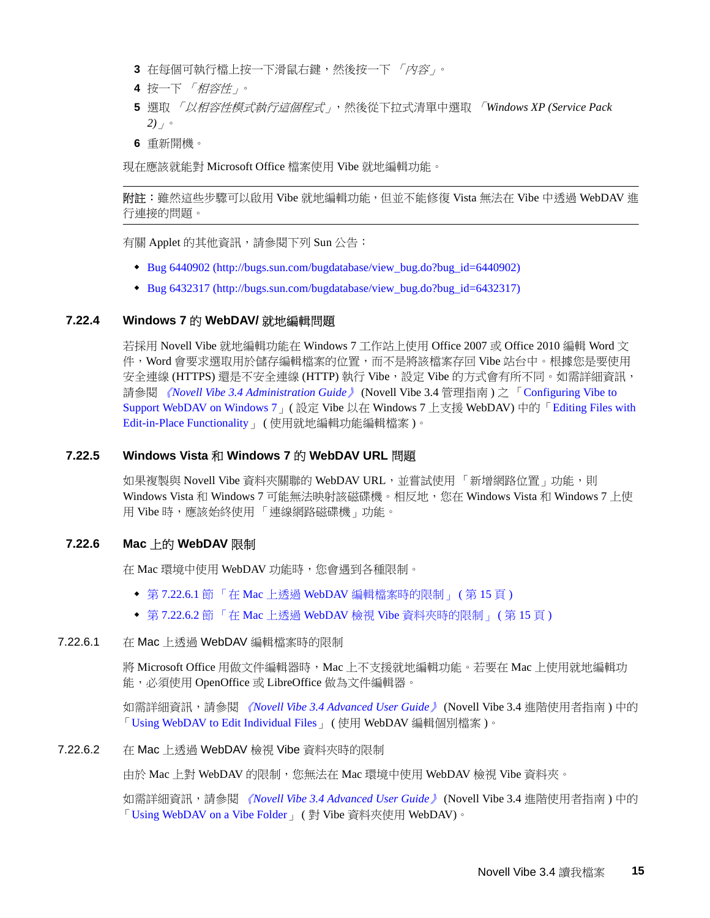3 在每個可執行檔上按一下滑鼠右鍵，然後按一下 *「內容」*。

4 按一下 *「相容性」*。

5 選取 *「以相容性模式執行這個程式」*，然後從下拉式清單中選取 *「Windows XP (Service Pack 2)」*。

6 重新開機。

現在應該就能對 Microsoft Office 檔案使用 Vibe 就地編輯功能。

---

**附註：**雖然這些步驟可以啟用 Vibe 就地編輯功能，但並不能修復 Vista 無法在 Vibe 中透過 WebDAV 進行連接的問題。

---

有關 Applet 的其他資訊，請參閱下列 Sun 公告：

- Bug 6440902 (http://bugs.sun.com/bugdatabase/view_bug.do?bug_id=6440902)
- Bug 6432317 (http://bugs.sun.com/bugdatabase/view_bug.do?bug_id=6432317)

### 7.22.4 Windows 7 的 WebDAV/ 就地編輯問題

若採用 Novell Vibe 就地編輯功能在 Windows 7 工作站上使用 Office 2007 或 Office 2010 編輯 Word 文件，Word 會要求選取用於儲存編輯檔案的位置，而不是將該檔案存回 Vibe 站台中。根據您是要使用安全連線 (HTTPS) 還是不安全連線 (HTTP) 執行 Vibe，設定 Vibe 的方式會有所不同。如需詳細資訊，請參閱 *《Novell Vibe 3.4 Administration Guide》* (Novell Vibe 3.4 管理指南 ) 之 「Configuring Vibe to Support WebDAV on Windows 7」( 設定 Vibe 以在 Windows 7 上支援 WebDAV) 中的「Editing Files with Edit-in-Place Functionality」( 使用就地編輯功能編輯檔案 )。

### 7.22.5 Windows Vista 和 Windows 7 的 WebDAV URL 問題

如果複製與 Novell Vibe 資料夾關聯的 WebDAV URL，並嘗試使用 「新增網路位置」功能，則 Windows Vista 和 Windows 7 可能無法映射該磁碟機。相反地，您在 Windows Vista 和 Windows 7 上使用 Vibe 時，應該始終使用 「連線網路磁碟機」功能。

### 7.22.6 Mac 上的 WebDAV 限制

在 Mac 環境中使用 WebDAV 功能時，您會遇到各種限制。

- 第 7.22.6.1 節 「在 Mac 上透過 WebDAV 編輯檔案時的限制」 ( 第 15 頁 )
- 第 7.22.6.2 節 「在 Mac 上透過 WebDAV 檢視 Vibe 資料夾時的限制」 ( 第 15 頁 )

#### 7.22.6.1 在 Mac 上透過 WebDAV 編輯檔案時的限制

將 Microsoft Office 用做文件編輯器時，Mac 上不支援就地編輯功能。若要在 Mac 上使用就地編輯功能，必須使用 OpenOffice 或 LibreOffice 做為文件編輯器。

如需詳細資訊，請參閱 *《Novell Vibe 3.4 Advanced User Guide》* (Novell Vibe 3.4 進階使用者指南 ) 中的「Using WebDAV to Edit Individual Files」 ( 使用 WebDAV 編輯個別檔案 )。

#### 7.22.6.2 在 Mac 上透過 WebDAV 檢視 Vibe 資料夾時的限制

由於 Mac 上對 WebDAV 的限制，您無法在 Mac 環境中使用 WebDAV 檢視 Vibe 資料夾。

如需詳細資訊，請參閱 *《Novell Vibe 3.4 Advanced User Guide》* (Novell Vibe 3.4 進階使用者指南 ) 中的「Using WebDAV on a Vibe Folder」 ( 對 Vibe 資料夾使用 WebDAV)。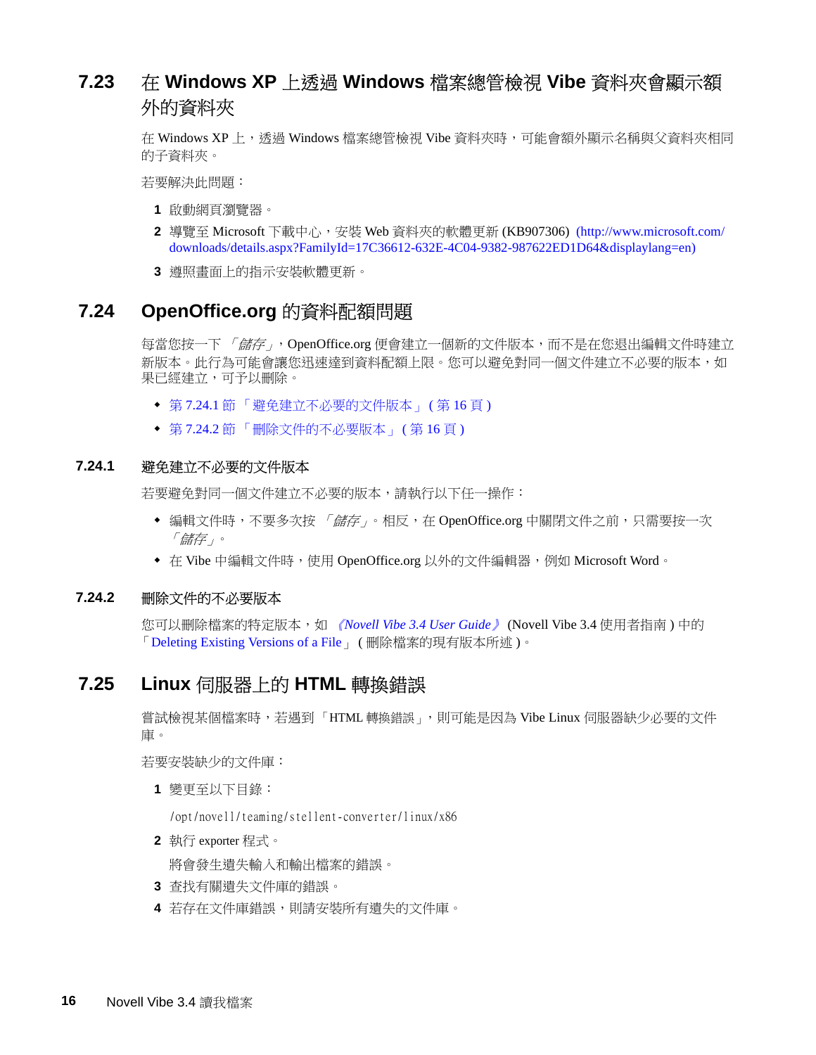## 7.23 在 Windows XP 上透過 Windows 檔案總管檢視 Vibe 資料夾會顯示額外的資料夾

在 Windows XP 上，透過 Windows 檔案總管檢視 Vibe 資料夾時，可能會額外顯示名稱與父資料夾相同的子資料夾。

若要解決此問題：

1. 啟動網頁瀏覽器。
2. 導覽至 Microsoft 下載中心，安裝 Web 資料夾的軟體更新 (KB907306) (http://www.microsoft.com/downloads/details.aspx?FamilyId=17C36612-632E-4C04-9382-987622ED1D64&displaylang=en)
3. 遵照畫面上的指示安裝軟體更新。

## 7.24 OpenOffice.org 的資料配額問題

每當您按一下 *「儲存」*，OpenOffice.org 便會建立一個新的文件版本，而不是在您退出編輯文件時建立新版本。此行為可能會讓您迅速達到資料配額上限。您可以避免對同一個文件建立不必要的版本，如果已經建立，可予以刪除。

- 第 7.24.1 節 「避免建立不必要的文件版本」 ( 第 16 頁 )
- 第 7.24.2 節 「刪除文件的不必要版本」 ( 第 16 頁 )

### 7.24.1 避免建立不必要的文件版本

若要避免對同一個文件建立不必要的版本，請執行以下任一操作：

- 編輯文件時，不要多次按 *「儲存」*。相反，在 OpenOffice.org 中關閉文件之前，只需要按一次 *「儲存」*。
- 在 Vibe 中編輯文件時，使用 OpenOffice.org 以外的文件編輯器，例如 Microsoft Word。

### 7.24.2 刪除文件的不必要版本

您可以刪除檔案的特定版本，如 *《Novell Vibe 3.4 User Guide》* (Novell Vibe 3.4 使用者指南 ) 中的「Deleting Existing Versions of a File」 ( 刪除檔案的現有版本所述 )。

## 7.25 Linux 伺服器上的 HTML 轉換錯誤

嘗試檢視某個檔案時，若遇到 「HTML 轉換錯誤」，則可能是因為 Vibe Linux 伺服器缺少必要的文件庫。

若要安裝缺少的文件庫：

1. 變更至以下目錄：

   ```
   /opt/novell/teaming/stellent-converter/linux/x86
   ```

2. 執行 exporter 程式。

   將會發生遺失輸入和輸出檔案的錯誤。

3. 查找有關遺失文件庫的錯誤。
4. 若存在文件庫錯誤，則請安裝所有遺失的文件庫。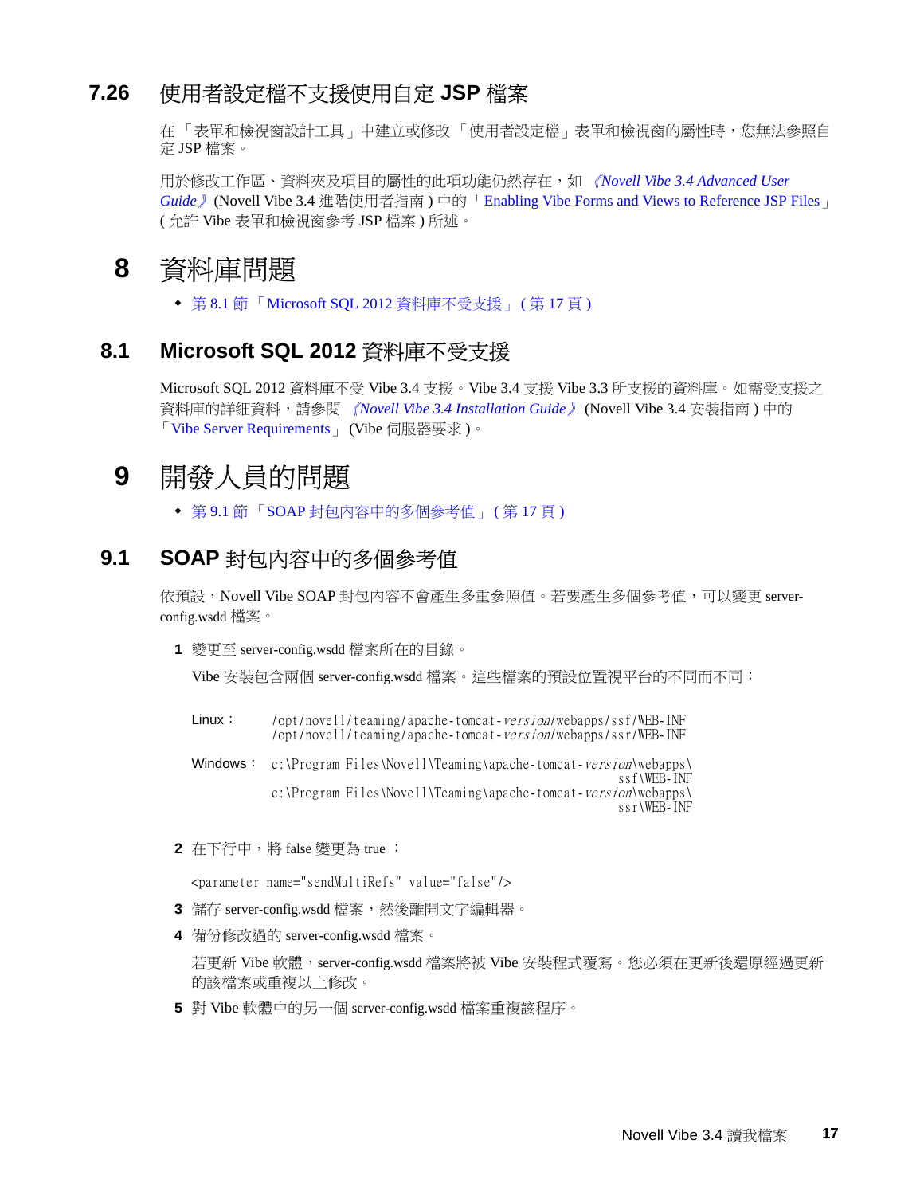### 7.26 使用者設定檔不支援使用自定 JSP 檔案

在 「表單和檢視窗設計工具」中建立或修改 「使用者設定檔」表單和檢視窗的屬性時，您無法參照自定 JSP 檔案。

用於修改工作區、資料夾及項目的屬性的此項功能仍然存在，如 *《Novell Vibe 3.4 Advanced User Guide》* (Novell Vibe 3.4 進階使用者指南 ) 中的 「Enabling Vibe Forms and Views to Reference JSP Files」 ( 允許 Vibe 表單和檢視窗參考 JSP 檔案 ) 所述。

# 8 資料庫問題

- 第 8.1 節 「Microsoft SQL 2012 資料庫不受支援」 ( 第 17 頁 )

## 8.1 Microsoft SQL 2012 資料庫不受支援

Microsoft SQL 2012 資料庫不受 Vibe 3.4 支援。Vibe 3.4 支援 Vibe 3.3 所支援的資料庫。如需受支援之資料庫的詳細資料，請參閱 *《Novell Vibe 3.4 Installation Guide》* (Novell Vibe 3.4 安裝指南 ) 中的 「Vibe Server Requirements」 (Vibe 伺服器要求 )。

# 9 開發人員的問題

- 第 9.1 節 「SOAP 封包內容中的多個參考值」 ( 第 17 頁 )

## 9.1 SOAP 封包內容中的多個參考值

依預設，Novell Vibe SOAP 封包內容不會產生多重參照值。若要產生多個參考值，可以變更 server-config.wsdd 檔案。

1 變更至 server-config.wsdd 檔案所在的目錄。

Vibe 安裝包含兩個 server-config.wsdd 檔案。這些檔案的預設位置視平台的不同而不同：

Linux：
```
/opt/novell/teaming/apache-tomcat-version/webapps/ssf/WEB-INF
/opt/novell/teaming/apache-tomcat-version/webapps/ssr/WEB-INF
```

Windows：
```
c:\Program Files\Novell\Teaming\apache-tomcat-version\webapps\ssf\WEB-INF
c:\Program Files\Novell\Teaming\apache-tomcat-version\webapps\ssr\WEB-INF
```

2 在下行中，將 false 變更為 true ：

```
<parameter name="sendMultiRefs" value="false"/>
```

3 儲存 server-config.wsdd 檔案，然後離開文字編輯器。

4 備份修改過的 server-config.wsdd 檔案。

若更新 Vibe 軟體，server-config.wsdd 檔案將被 Vibe 安裝程式覆寫。您必須在更新後還原經過更新的該檔案或重複以上修改。

5 對 Vibe 軟體中的另一個 server-config.wsdd 檔案重複該程序。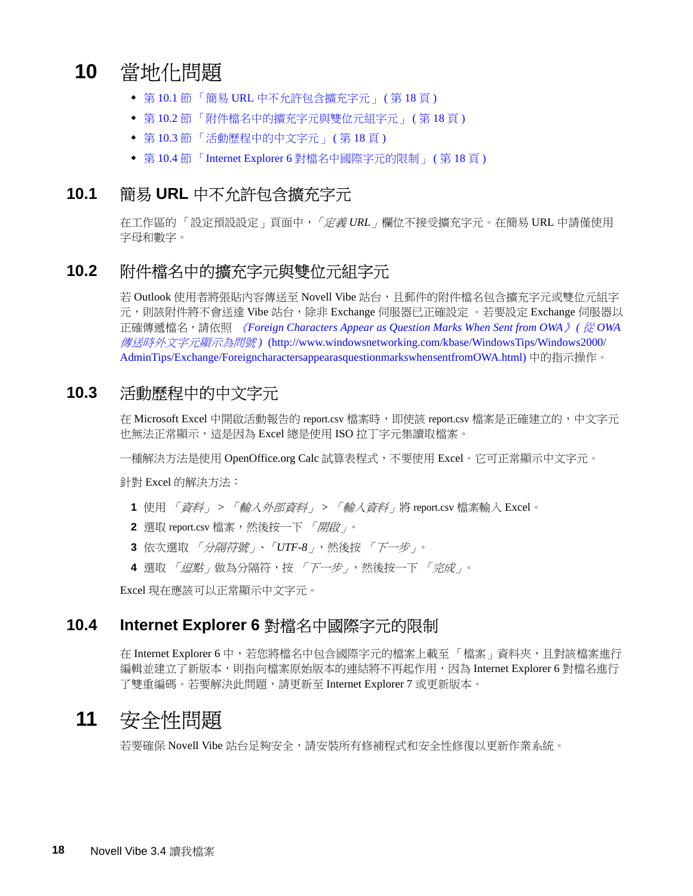# 10 當地化問題

- 第 10.1 節 「簡易 URL 中不允許包含擴充字元」 ( 第 18 頁 )
- 第 10.2 節 「附件檔名中的擴充字元與雙位元組字元」 ( 第 18 頁 )
- 第 10.3 節 「活動歷程中的中文字元」 ( 第 18 頁 )
- 第 10.4 節 「Internet Explorer 6 對檔名中國際字元的限制」 ( 第 18 頁 )

## 10.1 簡易 URL 中不允許包含擴充字元

在工作區的 「設定預設設定」頁面中，「*定義 URL*」欄位不接受擴充字元。在簡易 URL 中請僅使用字母和數字。

## 10.2 附件檔名中的擴充字元與雙位元組字元

若 Outlook 使用者將張貼內容傳送至 Novell Vibe 站台，且郵件的附件檔名包含擴充字元或雙位元組字元，則該附件將不會送達 Vibe 站台，除非 Exchange 伺服器已正確設定 。若要設定 Exchange 伺服器以正確傳遞檔名，請依照 *《Foreign Characters Appear as Question Marks When Sent from OWA》( 從 OWA 傳送時外文字元顯示為問號 )* (http://www.windowsnetworking.com/kbase/WindowsTips/Windows2000/AdminTips/Exchange/ForeigncharactersappearasquestionmarkswhensentfromOWA.html) 中的指示操作。

## 10.3 活動歷程中的中文字元

在 Microsoft Excel 中開啟活動報告的 report.csv 檔案時，即使該 report.csv 檔案是正確建立的，中文字元也無法正常顯示，這是因為 Excel 總是使用 ISO 拉丁字元集讀取檔案。

一種解決方法是使用 OpenOffice.org Calc 試算表程式，不要使用 Excel。它可正常顯示中文字元。

針對 Excel 的解決方法：

1. 使用 「*資料*」 > 「*輸入外部資料*」 > 「*輸入資料*」將 report.csv 檔案輸入 Excel。
2. 選取 report.csv 檔案，然後按一下 「*開啟*」。
3. 依次選取 「*分隔符號*」、「*UTF-8*」，然後按 「*下一步*」。
4. 選取 「*逗點*」做為分隔符，按 「*下一步*」，然後按一下 「*完成*」。

Excel 現在應該可以正常顯示中文字元。

## 10.4 Internet Explorer 6 對檔名中國際字元的限制

在 Internet Explorer 6 中，若您將檔名中包含國際字元的檔案上載至 「檔案」資料夾，且對該檔案進行編輯並建立了新版本，則指向檔案原始版本的連結將不再起作用，因為 Internet Explorer 6 對檔名進行了雙重編碼。若要解決此問題，請更新至 Internet Explorer 7 或更新版本。

# 11 安全性問題

若要確保 Novell Vibe 站台足夠安全，請安裝所有修補程式和安全性修復以更新作業系統。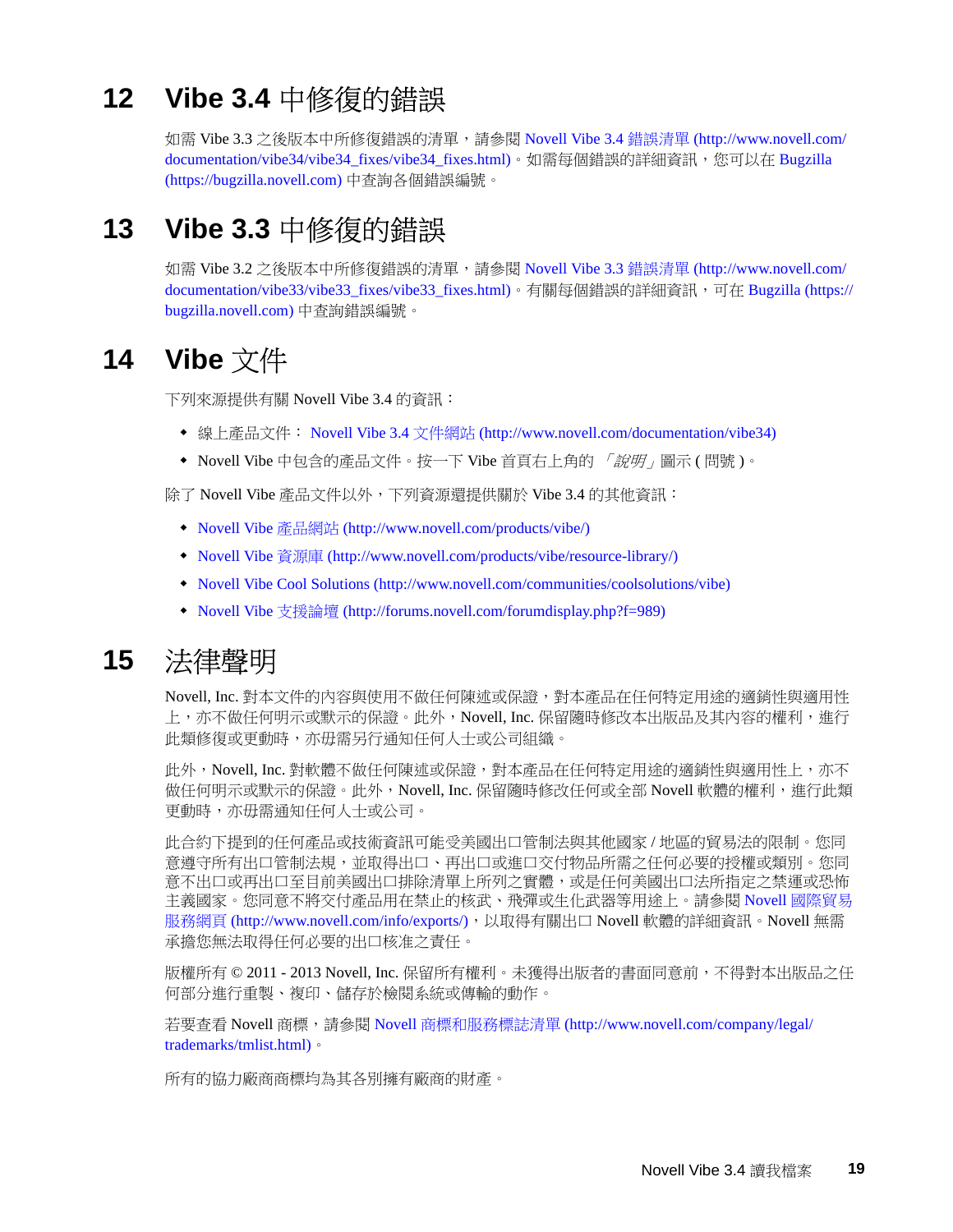## 12 Vibe 3.4 中修復的錯誤

如需 Vibe 3.3 之後版本中所修復錯誤的清單，請參閱 Novell Vibe 3.4 錯誤清單 (http://www.novell.com/documentation/vibe34/vibe34_fixes/vibe34_fixes.html)。如需每個錯誤的詳細資訊，您可以在 Bugzilla (https://bugzilla.novell.com) 中查詢各個錯誤編號。

## 13 Vibe 3.3 中修復的錯誤

如需 Vibe 3.2 之後版本中所修復錯誤的清單，請參閱 Novell Vibe 3.3 錯誤清單 (http://www.novell.com/documentation/vibe33/vibe33_fixes/vibe33_fixes.html)。有關每個錯誤的詳細資訊，可在 Bugzilla (https://bugzilla.novell.com) 中查詢錯誤編號。

## 14 Vibe 文件

下列來源提供有關 Novell Vibe 3.4 的資訊：

- 線上產品文件： Novell Vibe 3.4 文件網站 (http://www.novell.com/documentation/vibe34)
- Novell Vibe 中包含的產品文件。按一下 Vibe 首頁右上角的 *「說明」*圖示 ( 問號 )。

除了 Novell Vibe 產品文件以外，下列資源還提供關於 Vibe 3.4 的其他資訊：

- Novell Vibe 產品網站 (http://www.novell.com/products/vibe/)
- Novell Vibe 資源庫 (http://www.novell.com/products/vibe/resource-library/)
- Novell Vibe Cool Solutions (http://www.novell.com/communities/coolsolutions/vibe)
- Novell Vibe 支援論壇 (http://forums.novell.com/forumdisplay.php?f=989)

## 15 法律聲明

Novell, Inc. 對本文件的內容與使用不做任何陳述或保證，對本產品在任何特定用途的適銷性與適用性上，亦不做任何明示或默示的保證。此外，Novell, Inc. 保留隨時修改本出版品及其內容的權利，進行此類修復或更動時，亦毋需另行通知任何人士或公司組織。

此外，Novell, Inc. 對軟體不做任何陳述或保證，對本產品在任何特定用途的適銷性與適用性上，亦不做任何明示或默示的保證。此外，Novell, Inc. 保留隨時修改任何或全部 Novell 軟體的權利，進行此類更動時，亦毋需通知任何人士或公司。

此合約下提到的任何產品或技術資訊可能受美國出口管制法與其他國家 / 地區的貿易法的限制。您同意遵守所有出口管制法規，並取得出口、再出口或進口交付物品所需之任何必要的授權或類別。您同意不出口或再出口至目前美國出口排除清單上所列之實體，或是任何美國出口法所指定之禁運或恐怖主義國家。您同意不將交付產品用在禁止的核武、飛彈或生化武器等用途上。請參閱 Novell 國際貿易服務網頁 (http://www.novell.com/info/exports/)，以取得有關出口 Novell 軟體的詳細資訊。Novell 無需承擔您無法取得任何必要的出口核准之責任。

版權所有 © 2011 - 2013 Novell, Inc. 保留所有權利。未獲得出版者的書面同意前，不得對本出版品之任何部分進行重製、複印、儲存於檢閱系統或傳輸的動作。

若要查看 Novell 商標，請參閱 Novell 商標和服務標誌清單 (http://www.novell.com/company/legal/trademarks/tmlist.html)。

所有的協力廠商商標均為其各別擁有廠商的財產。